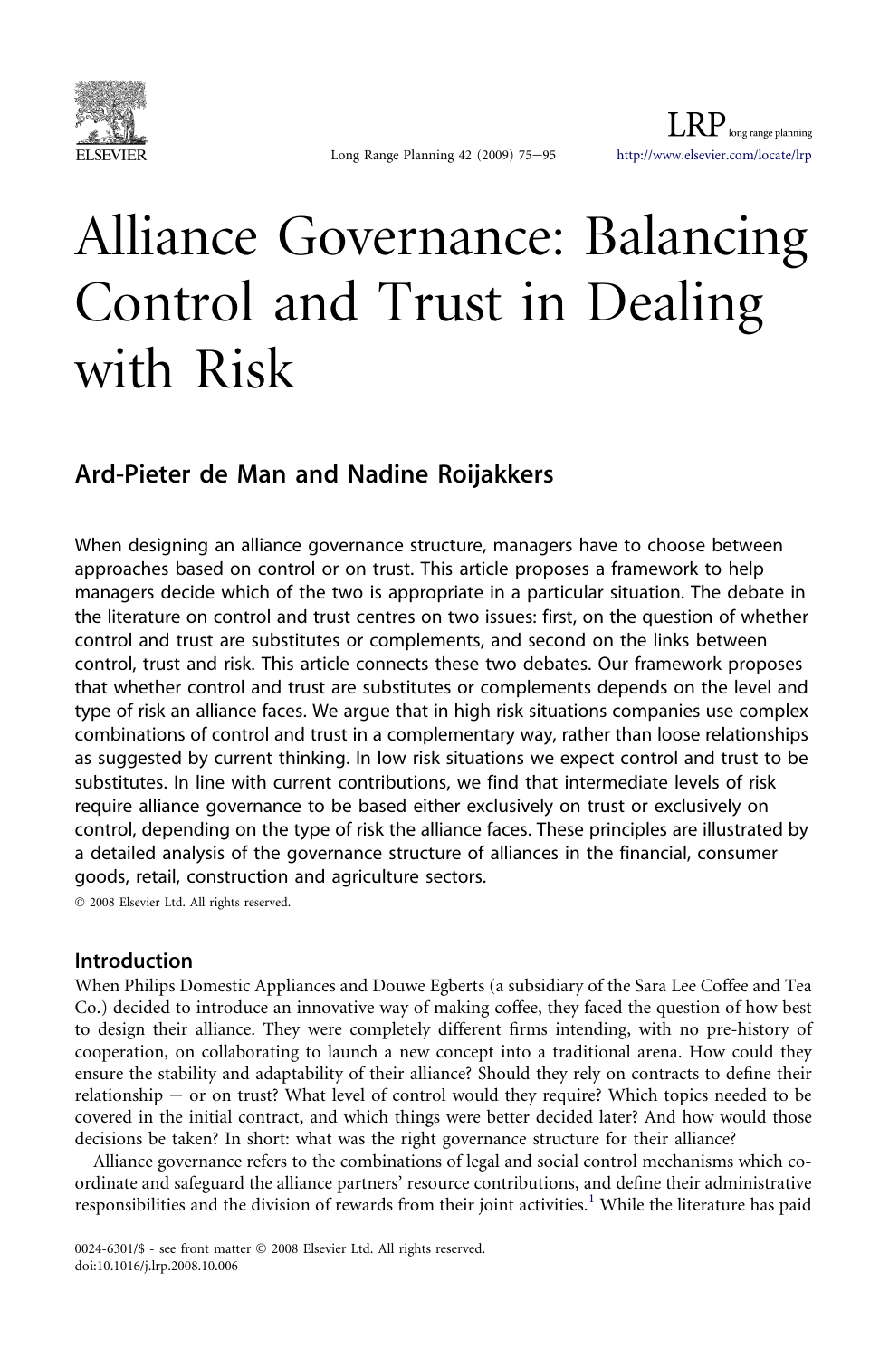# Alliance Governance: Balancing Control and Trust in Dealing with Risk

## Ard-Pieter de Man and Nadine Roijakkers

When designing an alliance governance structure, managers have to choose between approaches based on control or on trust. This article proposes a framework to help managers decide which of the two is appropriate in a particular situation. The debate in the literature on control and trust centres on two issues: first, on the question of whether control and trust are substitutes or complements, and second on the links between control, trust and risk. This article connects these two debates. Our framework proposes that whether control and trust are substitutes or complements depends on the level and type of risk an alliance faces. We argue that in high risk situations companies use complex combinations of control and trust in a complementary way, rather than loose relationships as suggested by current thinking. In low risk situations we expect control and trust to be substitutes. In line with current contributions, we find that intermediate levels of risk require alliance governance to be based either exclusively on trust or exclusively on control, depending on the type of risk the alliance faces. These principles are illustrated by a detailed analysis of the governance structure of alliances in the financial, consumer goods, retail, construction and agriculture sectors.

© 2008 Elsevier Ltd. All rights reserved.

### Introduction

When Philips Domestic Appliances and Douwe Egberts (a subsidiary of the Sara Lee Coffee and Tea Co.) decided to introduce an innovative way of making coffee, they faced the question of how best to design their alliance. They were completely different firms intending, with no pre-history of cooperation, on collaborating to launch a new concept into a traditional arena. How could they ensure the stability and adaptability of their alliance? Should they rely on contracts to define their relationship – or on trust? What level of control would they require? Which topics needed to be covered in the initial contract, and which things were better decided later? And how would those decisions be taken? In short: what was the right governance structure for their alliance?

Alliance governance refers to the combinations of legal and social control mechanisms which coordinate and safeguard the alliance partners' resource contributions, and define their administrative responsibilities and the division of rewards from their joint activities.[1] While the literature has paid

0024-6301/$ - see front matter © 2008 Elsevier Ltd. All rights reserved.
doi:10.1016/j.lrp.2008.10.006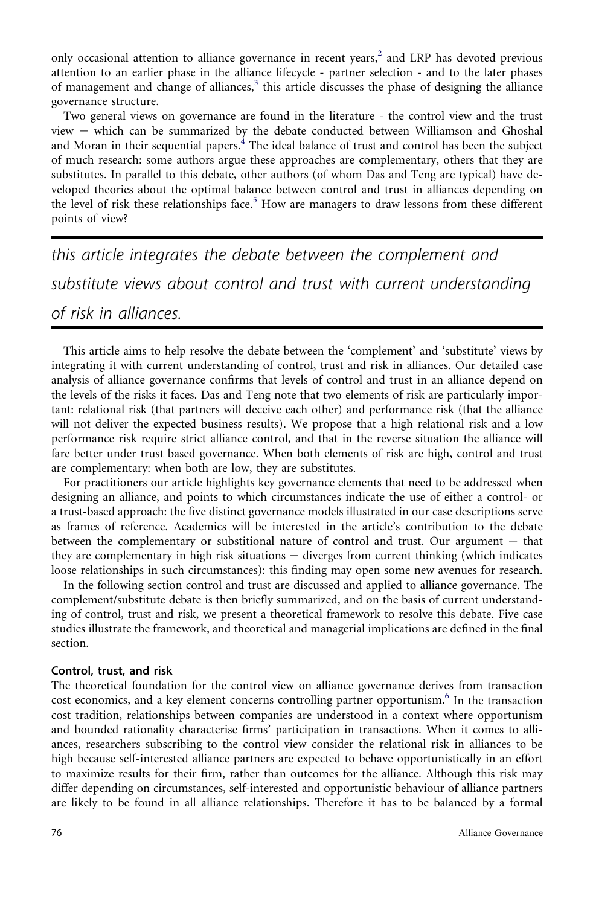only occasional attention to alliance governance in recent years,[2] and LRP has devoted previous attention to an earlier phase in the alliance lifecycle - partner selection - and to the later phases of management and change of alliances,[3] this article discusses the phase of designing the alliance governance structure.

Two general views on governance are found in the literature - the control view and the trust view – which can be summarized by the debate conducted between Williamson and Ghoshal and Moran in their sequential papers.[4] The ideal balance of trust and control has been the subject of much research: some authors argue these approaches are complementary, others that they are substitutes. In parallel to this debate, other authors (of whom Das and Teng are typical) have developed theories about the optimal balance between control and trust in alliances depending on the level of risk these relationships face.[5] How are managers to draw lessons from these different points of view?

*this article integrates the debate between the complement and substitute views about control and trust with current understanding of risk in alliances.*

This article aims to help resolve the debate between the 'complement' and 'substitute' views by integrating it with current understanding of control, trust and risk in alliances. Our detailed case analysis of alliance governance confirms that levels of control and trust in an alliance depend on the levels of the risks it faces. Das and Teng note that two elements of risk are particularly important: relational risk (that partners will deceive each other) and performance risk (that the alliance will not deliver the expected business results). We propose that a high relational risk and a low performance risk require strict alliance control, and that in the reverse situation the alliance will fare better under trust based governance. When both elements of risk are high, control and trust are complementary: when both are low, they are substitutes.

For practitioners our article highlights key governance elements that need to be addressed when designing an alliance, and points to which circumstances indicate the use of either a control- or a trust-based approach: the five distinct governance models illustrated in our case descriptions serve as frames of reference. Academics will be interested in the article's contribution to the debate between the complementary or substitutional nature of control and trust. Our argument – that they are complementary in high risk situations – diverges from current thinking (which indicates loose relationships in such circumstances): this finding may open some new avenues for research.

In the following section control and trust are discussed and applied to alliance governance. The complement/substitute debate is then briefly summarized, and on the basis of current understanding of control, trust and risk, we present a theoretical framework to resolve this debate. Five case studies illustrate the framework, and theoretical and managerial implications are defined in the final section.

### Control, trust, and risk

The theoretical foundation for the control view on alliance governance derives from transaction cost economics, and a key element concerns controlling partner opportunism.[6] In the transaction cost tradition, relationships between companies are understood in a context where opportunism and bounded rationality characterise firms' participation in transactions. When it comes to alliances, researchers subscribing to the control view consider the relational risk in alliances to be high because self-interested alliance partners are expected to behave opportunistically in an effort to maximize results for their firm, rather than outcomes for the alliance. Although this risk may differ depending on circumstances, self-interested and opportunistic behaviour of alliance partners are likely to be found in all alliance relationships. Therefore it has to be balanced by a formal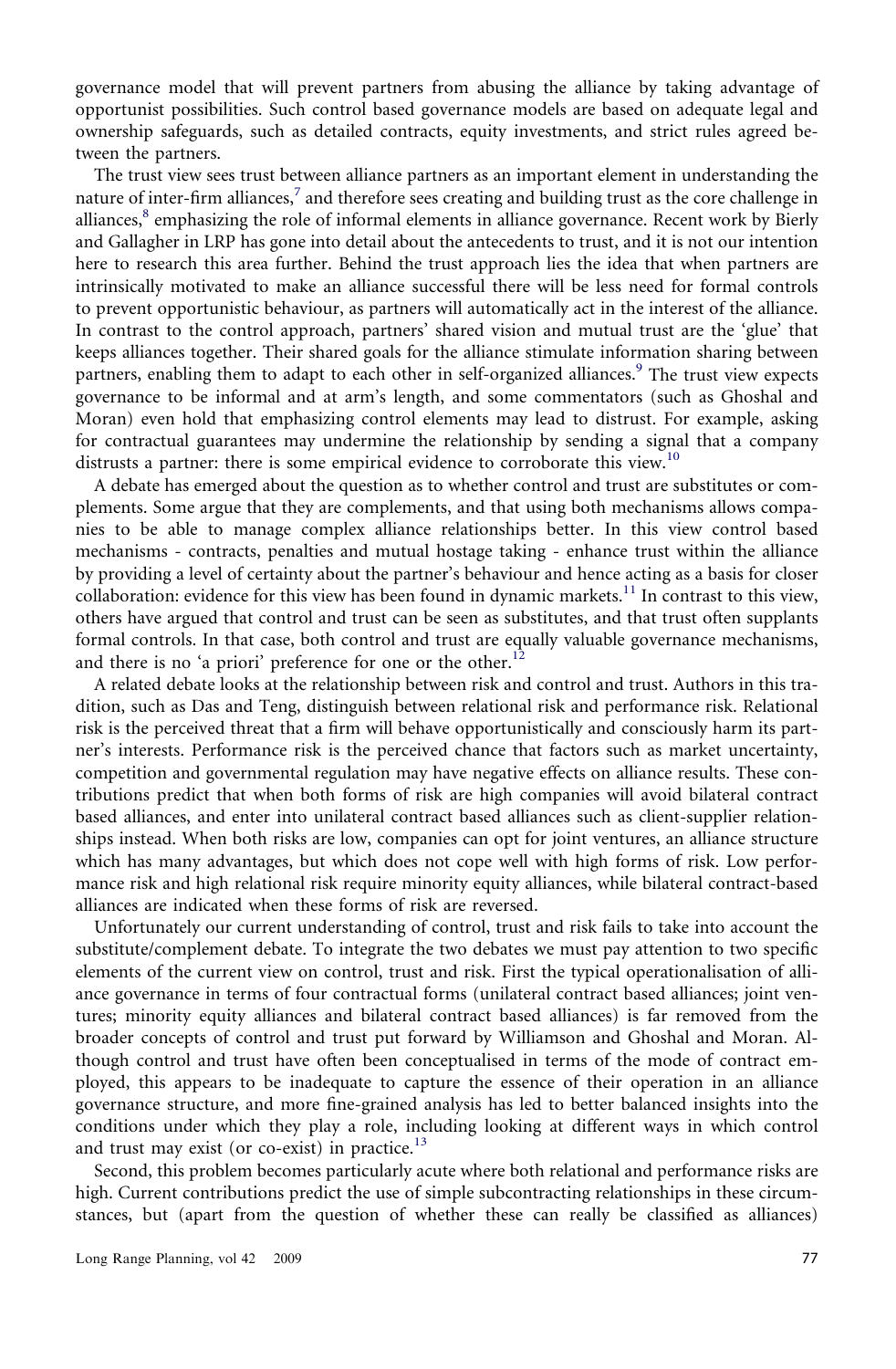governance model that will prevent partners from abusing the alliance by taking advantage of opportunist possibilities. Such control based governance models are based on adequate legal and ownership safeguards, such as detailed contracts, equity investments, and strict rules agreed between the partners.

The trust view sees trust between alliance partners as an important element in understanding the nature of inter-firm alliances,[7] and therefore sees creating and building trust as the core challenge in alliances,[8] emphasizing the role of informal elements in alliance governance. Recent work by Bierly and Gallagher in LRP has gone into detail about the antecedents to trust, and it is not our intention here to research this area further. Behind the trust approach lies the idea that when partners are intrinsically motivated to make an alliance successful there will be less need for formal controls to prevent opportunistic behaviour, as partners will automatically act in the interest of the alliance. In contrast to the control approach, partners' shared vision and mutual trust are the 'glue' that keeps alliances together. Their shared goals for the alliance stimulate information sharing between partners, enabling them to adapt to each other in self-organized alliances.[9] The trust view expects governance to be informal and at arm's length, and some commentators (such as Ghoshal and Moran) even hold that emphasizing control elements may lead to distrust. For example, asking for contractual guarantees may undermine the relationship by sending a signal that a company distrusts a partner: there is some empirical evidence to corroborate this view.[10]

A debate has emerged about the question as to whether control and trust are substitutes or complements. Some argue that they are complements, and that using both mechanisms allows companies to be able to manage complex alliance relationships better. In this view control based mechanisms - contracts, penalties and mutual hostage taking - enhance trust within the alliance by providing a level of certainty about the partner's behaviour and hence acting as a basis for closer collaboration: evidence for this view has been found in dynamic markets.[11] In contrast to this view, others have argued that control and trust can be seen as substitutes, and that trust often supplants formal controls. In that case, both control and trust are equally valuable governance mechanisms, and there is no 'a priori' preference for one or the other.[12]

A related debate looks at the relationship between risk and control and trust. Authors in this tradition, such as Das and Teng, distinguish between relational risk and performance risk. Relational risk is the perceived threat that a firm will behave opportunistically and consciously harm its partner's interests. Performance risk is the perceived chance that factors such as market uncertainty, competition and governmental regulation may have negative effects on alliance results. These contributions predict that when both forms of risk are high companies will avoid bilateral contract based alliances, and enter into unilateral contract based alliances such as client-supplier relationships instead. When both risks are low, companies can opt for joint ventures, an alliance structure which has many advantages, but which does not cope well with high forms of risk. Low performance risk and high relational risk require minority equity alliances, while bilateral contract-based alliances are indicated when these forms of risk are reversed.

Unfortunately our current understanding of control, trust and risk fails to take into account the substitute/complement debate. To integrate the two debates we must pay attention to two specific elements of the current view on control, trust and risk. First the typical operationalisation of alliance governance in terms of four contractual forms (unilateral contract based alliances; joint ventures; minority equity alliances and bilateral contract based alliances) is far removed from the broader concepts of control and trust put forward by Williamson and Ghoshal and Moran. Although control and trust have often been conceptualised in terms of the mode of contract employed, this appears to be inadequate to capture the essence of their operation in an alliance governance structure, and more fine-grained analysis has led to better balanced insights into the conditions under which they play a role, including looking at different ways in which control and trust may exist (or co-exist) in practice.[13]

Second, this problem becomes particularly acute where both relational and performance risks are high. Current contributions predict the use of simple subcontracting relationships in these circumstances, but (apart from the question of whether these can really be classified as alliances)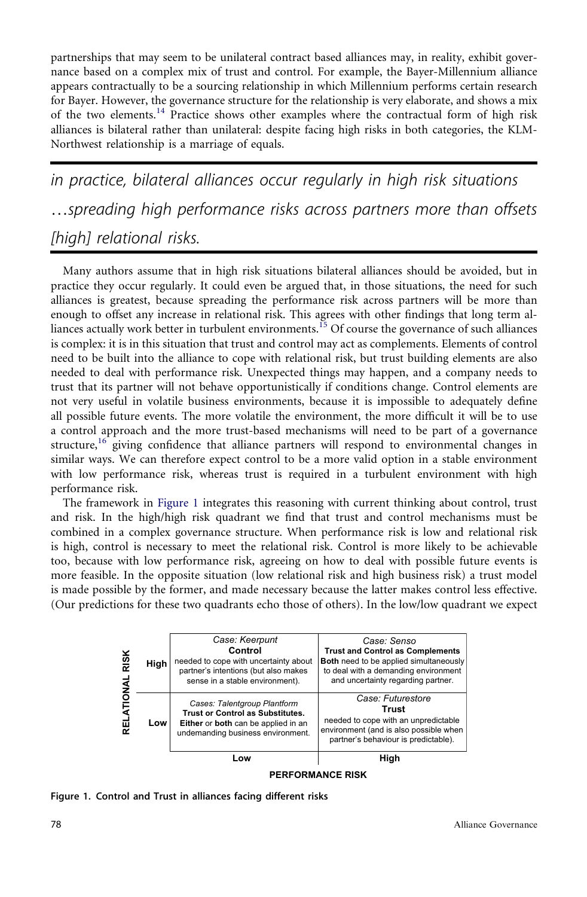partnerships that may seem to be unilateral contract based alliances may, in reality, exhibit governance based on a complex mix of trust and control. For example, the Bayer-Millennium alliance appears contractually to be a sourcing relationship in which Millennium performs certain research for Bayer. However, the governance structure for the relationship is very elaborate, and shows a mix of the two elements.[14] Practice shows other examples where the contractual form of high risk alliances is bilateral rather than unilateral: despite facing high risks in both categories, the KLM-Northwest relationship is a marriage of equals.

*in practice, bilateral alliances occur regularly in high risk situations …spreading high performance risks across partners more than offsets [high] relational risks.*

Many authors assume that in high risk situations bilateral alliances should be avoided, but in practice they occur regularly. It could even be argued that, in those situations, the need for such alliances is greatest, because spreading the performance risk across partners will be more than enough to offset any increase in relational risk. This agrees with other findings that long term alliances actually work better in turbulent environments.[15] Of course the governance of such alliances is complex: it is in this situation that trust and control may act as complements. Elements of control need to be built into the alliance to cope with relational risk, but trust building elements are also needed to deal with performance risk. Unexpected things may happen, and a company needs to trust that its partner will not behave opportunistically if conditions change. Control elements are not very useful in volatile business environments, because it is impossible to adequately define all possible future events. The more volatile the environment, the more difficult it will be to use a control approach and the more trust-based mechanisms will need to be part of a governance structure,[16] giving confidence that alliance partners will respond to environmental changes in similar ways. We can therefore expect control to be a more valid option in a stable environment with low performance risk, whereas trust is required in a turbulent environment with high performance risk.

The framework in Figure 1 integrates this reasoning with current thinking about control, trust and risk. In the high/high risk quadrant we find that trust and control mechanisms must be combined in a complex governance structure. When performance risk is low and relational risk is high, control is necessary to meet the relational risk. Control is more likely to be achievable too, because with low performance risk, agreeing on how to deal with possible future events is more feasible. In the opposite situation (low relational risk and high business risk) a trust model is made possible by the former, and made necessary because the latter makes control less effective. (Our predictions for these two quadrants echo those of others). In the low/low quadrant we expect

| RELATIONAL RISK | Low PERFORMANCE RISK | High PERFORMANCE RISK |
|---|---|---|
| **High** | *Case: Keerpunt* **Control** needed to cope with uncertainty about partner's intentions (but also makes sense in a stable environment). | *Case: Senso* **Trust and Control as Complements** **Both** need to be applied simultaneously to deal with a demanding environment and uncertainty regarding partner. |
| **Low** | *Cases: Talentgroup Plantform* **Trust or Control as Substitutes.** **Either** or **both** can be applied in an undemanding business environment. | *Case: Futurestore* **Trust** needed to cope with an unpredictable environment (and is also possible when partner's behaviour is predictable). |

**Figure 1. Control and Trust in alliances facing different risks**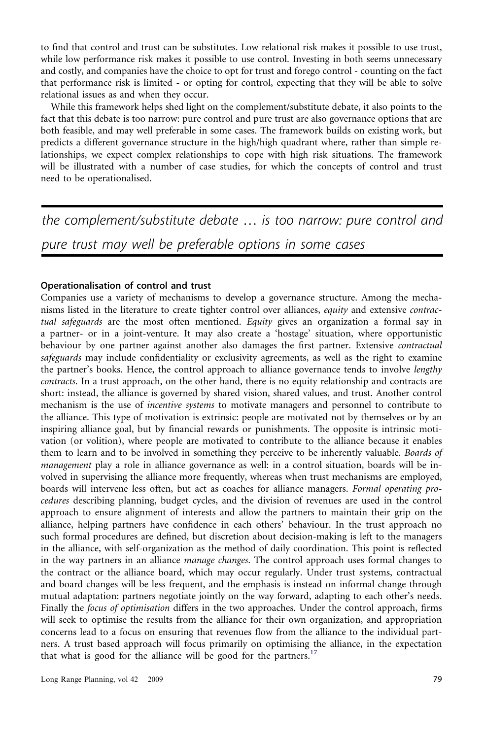to find that control and trust can be substitutes. Low relational risk makes it possible to use trust, while low performance risk makes it possible to use control. Investing in both seems unnecessary and costly, and companies have the choice to opt for trust and forego control - counting on the fact that performance risk is limited - or opting for control, expecting that they will be able to solve relational issues as and when they occur.

While this framework helps shed light on the complement/substitute debate, it also points to the fact that this debate is too narrow: pure control and pure trust are also governance options that are both feasible, and may well preferable in some cases. The framework builds on existing work, but predicts a different governance structure in the high/high quadrant where, rather than simple relationships, we expect complex relationships to cope with high risk situations. The framework will be illustrated with a number of case studies, for which the concepts of control and trust need to be operationalised.

*the complement/substitute debate … is too narrow: pure control and pure trust may well be preferable options in some cases*

### Operationalisation of control and trust

Companies use a variety of mechanisms to develop a governance structure. Among the mechanisms listed in the literature to create tighter control over alliances, *equity* and extensive *contractual safeguards* are the most often mentioned. *Equity* gives an organization a formal say in a partner- or in a joint-venture. It may also create a 'hostage' situation, where opportunistic behaviour by one partner against another also damages the first partner. Extensive *contractual safeguards* may include confidentiality or exclusivity agreements, as well as the right to examine the partner's books. Hence, the control approach to alliance governance tends to involve *lengthy contracts*. In a trust approach, on the other hand, there is no equity relationship and contracts are short: instead, the alliance is governed by shared vision, shared values, and trust. Another control mechanism is the use of *incentive systems* to motivate managers and personnel to contribute to the alliance. This type of motivation is extrinsic: people are motivated not by themselves or by an inspiring alliance goal, but by financial rewards or punishments. The opposite is intrinsic motivation (or volition), where people are motivated to contribute to the alliance because it enables them to learn and to be involved in something they perceive to be inherently valuable. *Boards of management* play a role in alliance governance as well: in a control situation, boards will be involved in supervising the alliance more frequently, whereas when trust mechanisms are employed, boards will intervene less often, but act as coaches for alliance managers. *Formal operating procedures* describing planning, budget cycles, and the division of revenues are used in the control approach to ensure alignment of interests and allow the partners to maintain their grip on the alliance, helping partners have confidence in each others' behaviour. In the trust approach no such formal procedures are defined, but discretion about decision-making is left to the managers in the alliance, with self-organization as the method of daily coordination. This point is reflected in the way partners in an alliance *manage changes*. The control approach uses formal changes to the contract or the alliance board, which may occur regularly. Under trust systems, contractual and board changes will be less frequent, and the emphasis is instead on informal change through mutual adaptation: partners negotiate jointly on the way forward, adapting to each other's needs. Finally the *focus of optimisation* differs in the two approaches. Under the control approach, firms will seek to optimise the results from the alliance for their own organization, and appropriation concerns lead to a focus on ensuring that revenues flow from the alliance to the individual partners. A trust based approach will focus primarily on optimising the alliance, in the expectation that what is good for the alliance will be good for the partners.[17]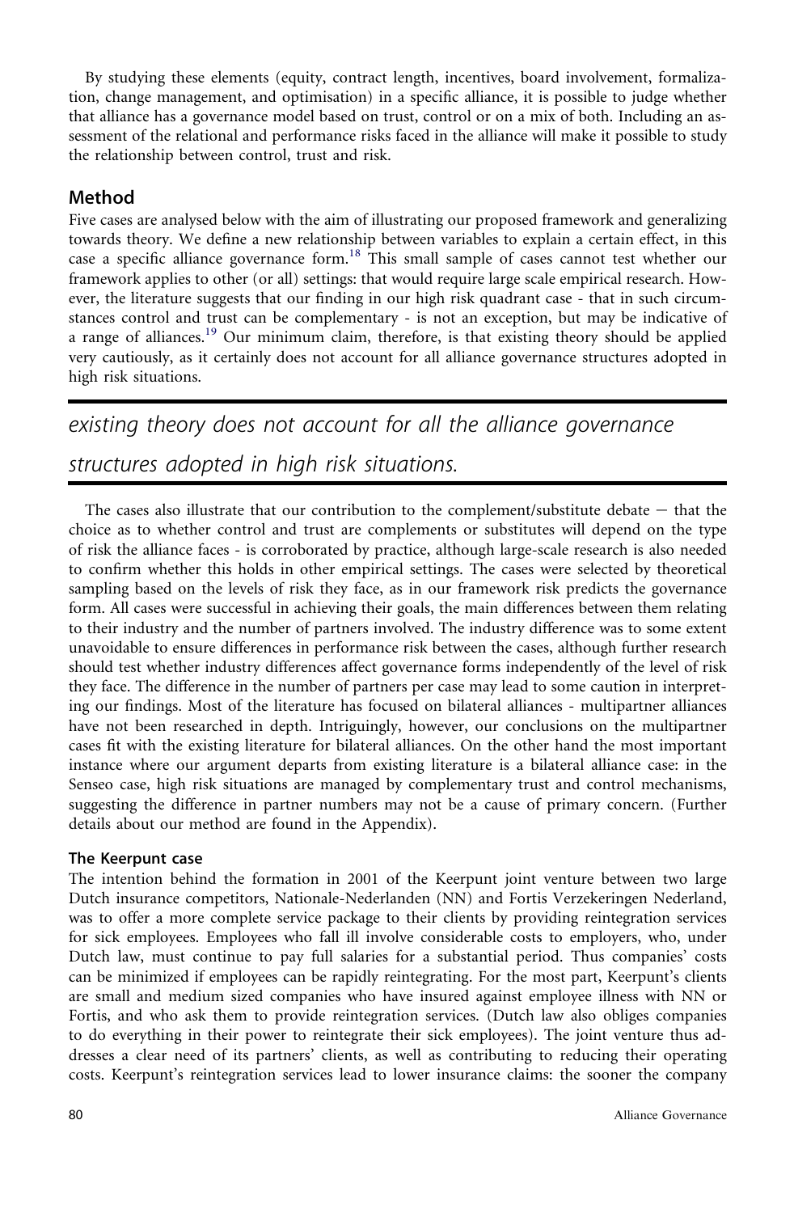By studying these elements (equity, contract length, incentives, board involvement, formalization, change management, and optimisation) in a specific alliance, it is possible to judge whether that alliance has a governance model based on trust, control or on a mix of both. Including an assessment of the relational and performance risks faced in the alliance will make it possible to study the relationship between control, trust and risk.

## Method

Five cases are analysed below with the aim of illustrating our proposed framework and generalizing towards theory. We define a new relationship between variables to explain a certain effect, in this case a specific alliance governance form.[18] This small sample of cases cannot test whether our framework applies to other (or all) settings: that would require large scale empirical research. However, the literature suggests that our finding in our high risk quadrant case - that in such circumstances control and trust can be complementary - is not an exception, but may be indicative of a range of alliances.[19] Our minimum claim, therefore, is that existing theory should be applied very cautiously, as it certainly does not account for all alliance governance structures adopted in high risk situations.

*existing theory does not account for all the alliance governance structures adopted in high risk situations.*

The cases also illustrate that our contribution to the complement/substitute debate – that the choice as to whether control and trust are complements or substitutes will depend on the type of risk the alliance faces - is corroborated by practice, although large-scale research is also needed to confirm whether this holds in other empirical settings. The cases were selected by theoretical sampling based on the levels of risk they face, as in our framework risk predicts the governance form. All cases were successful in achieving their goals, the main differences between them relating to their industry and the number of partners involved. The industry difference was to some extent unavoidable to ensure differences in performance risk between the cases, although further research should test whether industry differences affect governance forms independently of the level of risk they face. The difference in the number of partners per case may lead to some caution in interpreting our findings. Most of the literature has focused on bilateral alliances - multipartner alliances have not been researched in depth. Intriguingly, however, our conclusions on the multipartner cases fit with the existing literature for bilateral alliances. On the other hand the most important instance where our argument departs from existing literature is a bilateral alliance case: in the Senseo case, high risk situations are managed by complementary trust and control mechanisms, suggesting the difference in partner numbers may not be a cause of primary concern. (Further details about our method are found in the Appendix).

### The Keerpunt case

The intention behind the formation in 2001 of the Keerpunt joint venture between two large Dutch insurance competitors, Nationale-Nederlanden (NN) and Fortis Verzekeringen Nederland, was to offer a more complete service package to their clients by providing reintegration services for sick employees. Employees who fall ill involve considerable costs to employers, who, under Dutch law, must continue to pay full salaries for a substantial period. Thus companies' costs can be minimized if employees can be rapidly reintegrating. For the most part, Keerpunt's clients are small and medium sized companies who have insured against employee illness with NN or Fortis, and who ask them to provide reintegration services. (Dutch law also obliges companies to do everything in their power to reintegrate their sick employees). The joint venture thus addresses a clear need of its partners' clients, as well as contributing to reducing their operating costs. Keerpunt's reintegration services lead to lower insurance claims: the sooner the company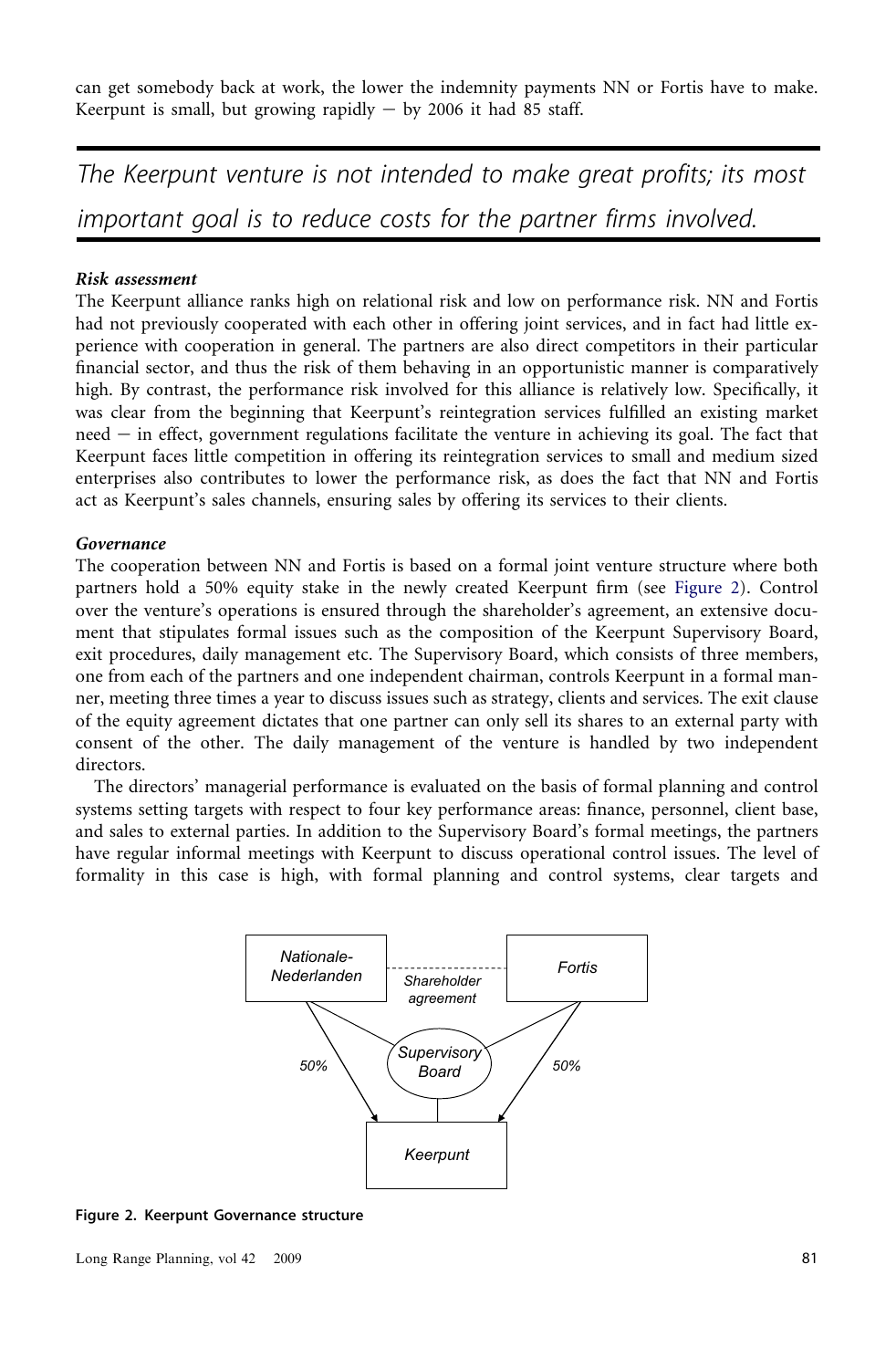can get somebody back at work, the lower the indemnity payments NN or Fortis have to make. Keerpunt is small, but growing rapidly – by 2006 it had 85 staff.

*The Keerpunt venture is not intended to make great profits; its most important goal is to reduce costs for the partner firms involved.*

***Risk assessment***

The Keerpunt alliance ranks high on relational risk and low on performance risk. NN and Fortis had not previously cooperated with each other in offering joint services, and in fact had little experience with cooperation in general. The partners are also direct competitors in their particular financial sector, and thus the risk of them behaving in an opportunistic manner is comparatively high. By contrast, the performance risk involved for this alliance is relatively low. Specifically, it was clear from the beginning that Keerpunt's reintegration services fulfilled an existing market need – in effect, government regulations facilitate the venture in achieving its goal. The fact that Keerpunt faces little competition in offering its reintegration services to small and medium sized enterprises also contributes to lower the performance risk, as does the fact that NN and Fortis act as Keerpunt's sales channels, ensuring sales by offering its services to their clients.

***Governance***

The cooperation between NN and Fortis is based on a formal joint venture structure where both partners hold a 50% equity stake in the newly created Keerpunt firm (see Figure 2). Control over the venture's operations is ensured through the shareholder's agreement, an extensive document that stipulates formal issues such as the composition of the Keerpunt Supervisory Board, exit procedures, daily management etc. The Supervisory Board, which consists of three members, one from each of the partners and one independent chairman, controls Keerpunt in a formal manner, meeting three times a year to discuss issues such as strategy, clients and services. The exit clause of the equity agreement dictates that one partner can only sell its shares to an external party with consent of the other. The daily management of the venture is handled by two independent directors.

The directors' managerial performance is evaluated on the basis of formal planning and control systems setting targets with respect to four key performance areas: finance, personnel, client base, and sales to external parties. In addition to the Supervisory Board's formal meetings, the partners have regular informal meetings with Keerpunt to discuss operational control issues. The level of formality in this case is high, with formal planning and control systems, clear targets and

**Figure 2. Keerpunt Governance structure**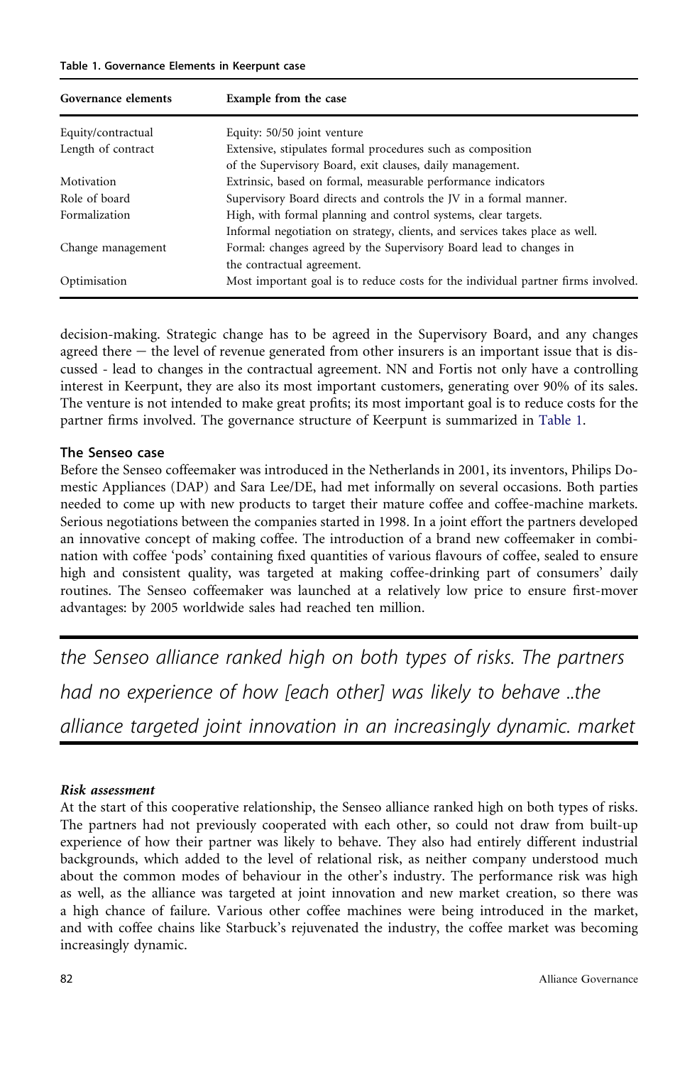Table 1. Governance Elements in Keerpunt case

| Governance elements | Example from the case |
|---|---|
| Equity/contractual | Equity: 50/50 joint venture |
| Length of contract | Extensive, stipulates formal procedures such as composition of the Supervisory Board, exit clauses, daily management. |
| Motivation | Extrinsic, based on formal, measurable performance indicators |
| Role of board | Supervisory Board directs and controls the JV in a formal manner. |
| Formalization | High, with formal planning and control systems, clear targets. Informal negotiation on strategy, clients, and services takes place as well. |
| Change management | Formal: changes agreed by the Supervisory Board lead to changes in the contractual agreement. |
| Optimisation | Most important goal is to reduce costs for the individual partner firms involved. |

decision-making. Strategic change has to be agreed in the Supervisory Board, and any changes agreed there – the level of revenue generated from other insurers is an important issue that is discussed - lead to changes in the contractual agreement. NN and Fortis not only have a controlling interest in Keerpunt, they are also its most important customers, generating over 90% of its sales. The venture is not intended to make great profits; its most important goal is to reduce costs for the partner firms involved. The governance structure of Keerpunt is summarized in Table 1.

## The Senseo case

Before the Senseo coffeemaker was introduced in the Netherlands in 2001, its inventors, Philips Domestic Appliances (DAP) and Sara Lee/DE, had met informally on several occasions. Both parties needed to come up with new products to target their mature coffee and coffee-machine markets. Serious negotiations between the companies started in 1998. In a joint effort the partners developed an innovative concept of making coffee. The introduction of a brand new coffeemaker in combination with coffee 'pods' containing fixed quantities of various flavours of coffee, sealed to ensure high and consistent quality, was targeted at making coffee-drinking part of consumers' daily routines. The Senseo coffeemaker was launched at a relatively low price to ensure first-mover advantages: by 2005 worldwide sales had reached ten million.

> *the Senseo alliance ranked high on both types of risks. The partners had no experience of how [each other] was likely to behave ..the alliance targeted joint innovation in an increasingly dynamic. market*

### *Risk assessment*

At the start of this cooperative relationship, the Senseo alliance ranked high on both types of risks. The partners had not previously cooperated with each other, so could not draw from built-up experience of how their partner was likely to behave. They also had entirely different industrial backgrounds, which added to the level of relational risk, as neither company understood much about the common modes of behaviour in the other's industry. The performance risk was high as well, as the alliance was targeted at joint innovation and new market creation, so there was a high chance of failure. Various other coffee machines were being introduced in the market, and with coffee chains like Starbuck's rejuvenated the industry, the coffee market was becoming increasingly dynamic.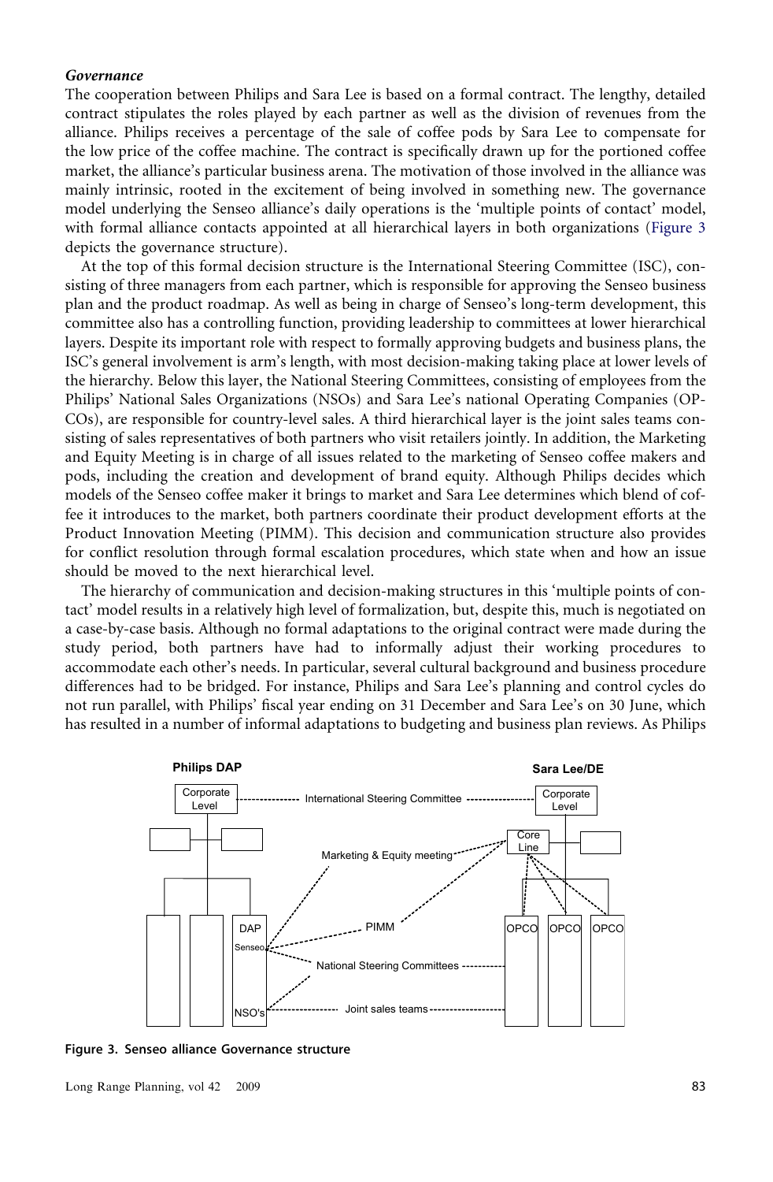### *Governance*

The cooperation between Philips and Sara Lee is based on a formal contract. The lengthy, detailed contract stipulates the roles played by each partner as well as the division of revenues from the alliance. Philips receives a percentage of the sale of coffee pods by Sara Lee to compensate for the low price of the coffee machine. The contract is specifically drawn up for the portioned coffee market, the alliance's particular business arena. The motivation of those involved in the alliance was mainly intrinsic, rooted in the excitement of being involved in something new. The governance model underlying the Senseo alliance's daily operations is the 'multiple points of contact' model, with formal alliance contacts appointed at all hierarchical layers in both organizations (Figure 3 depicts the governance structure).

At the top of this formal decision structure is the International Steering Committee (ISC), consisting of three managers from each partner, which is responsible for approving the Senseo business plan and the product roadmap. As well as being in charge of Senseo's long-term development, this committee also has a controlling function, providing leadership to committees at lower hierarchical layers. Despite its important role with respect to formally approving budgets and business plans, the ISC's general involvement is arm's length, with most decision-making taking place at lower levels of the hierarchy. Below this layer, the National Steering Committees, consisting of employees from the Philips' National Sales Organizations (NSOs) and Sara Lee's national Operating Companies (OPCOs), are responsible for country-level sales. A third hierarchical layer is the joint sales teams consisting of sales representatives of both partners who visit retailers jointly. In addition, the Marketing and Equity Meeting is in charge of all issues related to the marketing of Senseo coffee makers and pods, including the creation and development of brand equity. Although Philips decides which models of the Senseo coffee maker it brings to market and Sara Lee determines which blend of coffee it introduces to the market, both partners coordinate their product development efforts at the Product Innovation Meeting (PIMM). This decision and communication structure also provides for conflict resolution through formal escalation procedures, which state when and how an issue should be moved to the next hierarchical level.

The hierarchy of communication and decision-making structures in this 'multiple points of contact' model results in a relatively high level of formalization, but, despite this, much is negotiated on a case-by-case basis. Although no formal adaptations to the original contract were made during the study period, both partners have had to informally adjust their working procedures to accommodate each other's needs. In particular, several cultural background and business procedure differences had to be bridged. For instance, Philips and Sara Lee's planning and control cycles do not run parallel, with Philips' fiscal year ending on 31 December and Sara Lee's on 30 June, which has resulted in a number of informal adaptations to budgeting and business plan reviews. As Philips

**Figure 3. Senseo alliance Governance structure**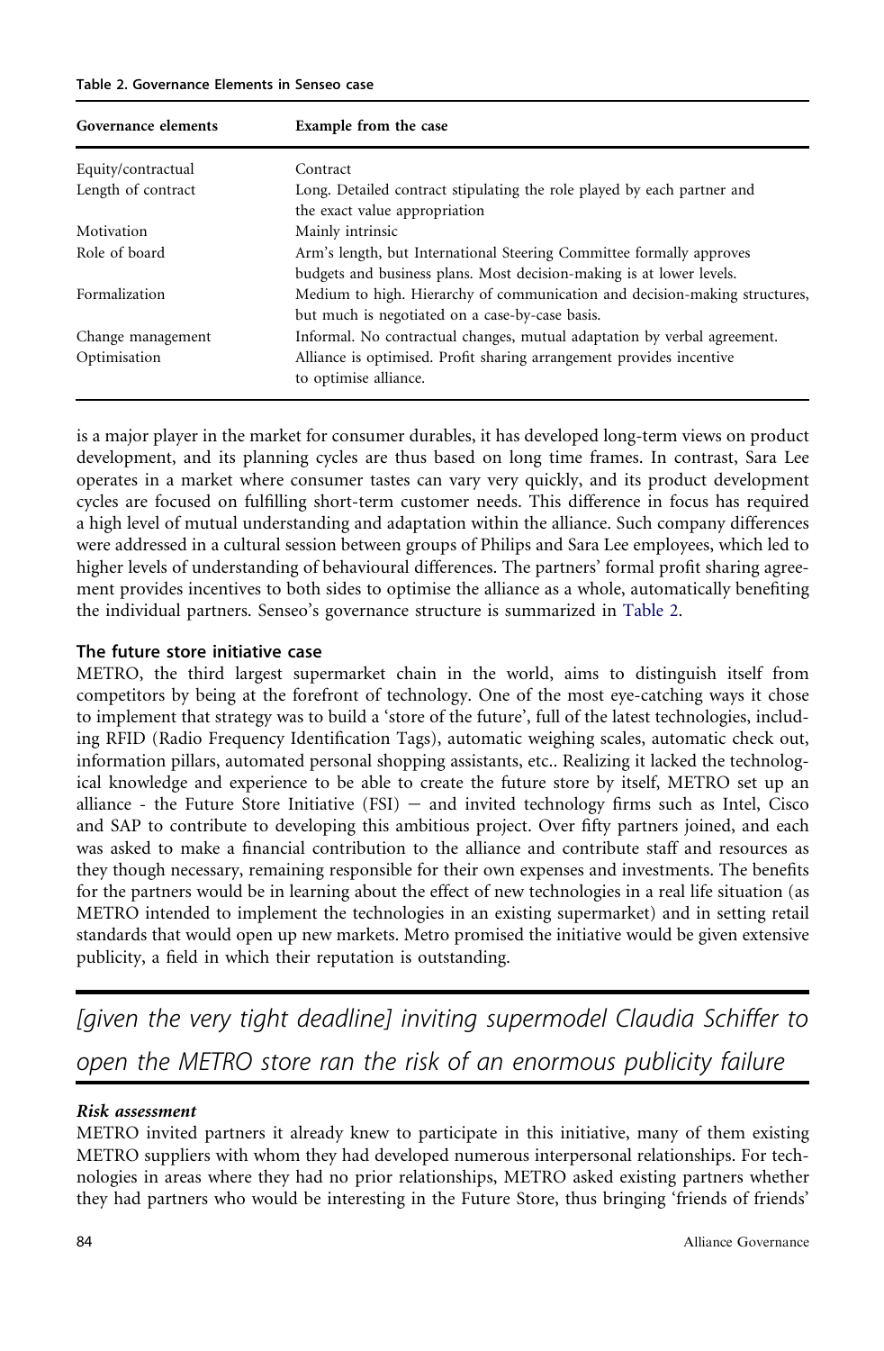Table 2. Governance Elements in Senseo case

| Governance elements | Example from the case |
|---|---|
| Equity/contractual | Contract |
| Length of contract | Long. Detailed contract stipulating the role played by each partner and the exact value appropriation |
| Motivation | Mainly intrinsic |
| Role of board | Arm's length, but International Steering Committee formally approves budgets and business plans. Most decision-making is at lower levels. |
| Formalization | Medium to high. Hierarchy of communication and decision-making structures, but much is negotiated on a case-by-case basis. |
| Change management | Informal. No contractual changes, mutual adaptation by verbal agreement. |
| Optimisation | Alliance is optimised. Profit sharing arrangement provides incentive to optimise alliance. |

is a major player in the market for consumer durables, it has developed long-term views on product development, and its planning cycles are thus based on long time frames. In contrast, Sara Lee operates in a market where consumer tastes can vary very quickly, and its product development cycles are focused on fulfilling short-term customer needs. This difference in focus has required a high level of mutual understanding and adaptation within the alliance. Such company differences were addressed in a cultural session between groups of Philips and Sara Lee employees, which led to higher levels of understanding of behavioural differences. The partners' formal profit sharing agreement provides incentives to both sides to optimise the alliance as a whole, automatically benefiting the individual partners. Senseo's governance structure is summarized in Table 2.

### The future store initiative case

METRO, the third largest supermarket chain in the world, aims to distinguish itself from competitors by being at the forefront of technology. One of the most eye-catching ways it chose to implement that strategy was to build a 'store of the future', full of the latest technologies, including RFID (Radio Frequency Identification Tags), automatic weighing scales, automatic check out, information pillars, automated personal shopping assistants, etc.. Realizing it lacked the technological knowledge and experience to be able to create the future store by itself, METRO set up an alliance - the Future Store Initiative (FSI) — and invited technology firms such as Intel, Cisco and SAP to contribute to developing this ambitious project. Over fifty partners joined, and each was asked to make a financial contribution to the alliance and contribute staff and resources as they though necessary, remaining responsible for their own expenses and investments. The benefits for the partners would be in learning about the effect of new technologies in a real life situation (as METRO intended to implement the technologies in an existing supermarket) and in setting retail standards that would open up new markets. Metro promised the initiative would be given extensive publicity, a field in which their reputation is outstanding.

*[given the very tight deadline] inviting supermodel Claudia Schiffer to open the METRO store ran the risk of an enormous publicity failure*

#### *Risk assessment*

METRO invited partners it already knew to participate in this initiative, many of them existing METRO suppliers with whom they had developed numerous interpersonal relationships. For technologies in areas where they had no prior relationships, METRO asked existing partners whether they had partners who would be interesting in the Future Store, thus bringing 'friends of friends'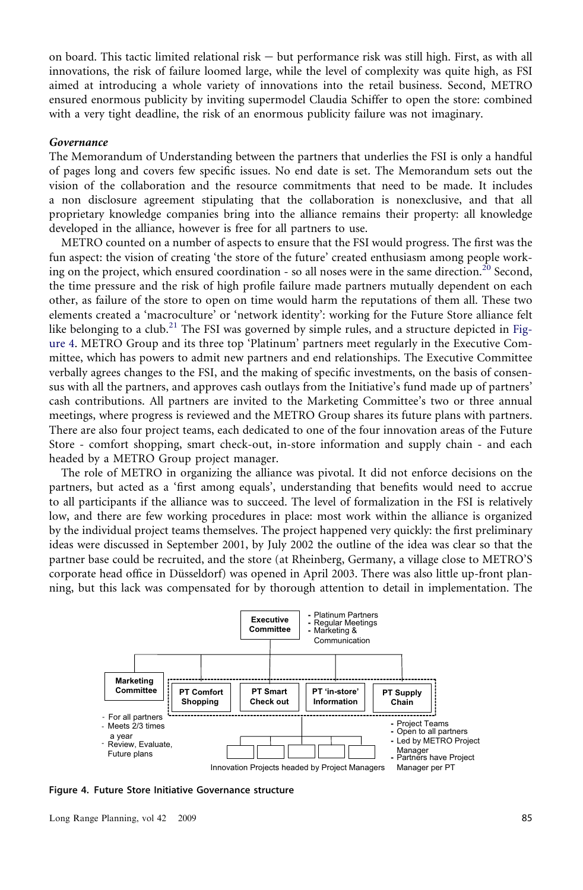on board. This tactic limited relational risk – but performance risk was still high. First, as with all innovations, the risk of failure loomed large, while the level of complexity was quite high, as FSI aimed at introducing a whole variety of innovations into the retail business. Second, METRO ensured enormous publicity by inviting supermodel Claudia Schiffer to open the store: combined with a very tight deadline, the risk of an enormous publicity failure was not imaginary.

***Governance***

The Memorandum of Understanding between the partners that underlies the FSI is only a handful of pages long and covers few specific issues. No end date is set. The Memorandum sets out the vision of the collaboration and the resource commitments that need to be made. It includes a non disclosure agreement stipulating that the collaboration is nonexclusive, and that all proprietary knowledge companies bring into the alliance remains their property: all knowledge developed in the alliance, however is free for all partners to use.

METRO counted on a number of aspects to ensure that the FSI would progress. The first was the fun aspect: the vision of creating 'the store of the future' created enthusiasm among people working on the project, which ensured coordination - so all noses were in the same direction.[20] Second, the time pressure and the risk of high profile failure made partners mutually dependent on each other, as failure of the store to open on time would harm the reputations of them all. These two elements created a 'macroculture' or 'network identity': working for the Future Store alliance felt like belonging to a club.[21] The FSI was governed by simple rules, and a structure depicted in Figure 4. METRO Group and its three top 'Platinum' partners meet regularly in the Executive Committee, which has powers to admit new partners and end relationships. The Executive Committee verbally agrees changes to the FSI, and the making of specific investments, on the basis of consensus with all the partners, and approves cash outlays from the Initiative's fund made up of partners' cash contributions. All partners are invited to the Marketing Committee's two or three annual meetings, where progress is reviewed and the METRO Group shares its future plans with partners. There are also four project teams, each dedicated to one of the four innovation areas of the Future Store - comfort shopping, smart check-out, in-store information and supply chain - and each headed by a METRO Group project manager.

The role of METRO in organizing the alliance was pivotal. It did not enforce decisions on the partners, but acted as a 'first among equals', understanding that benefits would need to accrue to all participants if the alliance was to succeed. The level of formalization in the FSI is relatively low, and there are few working procedures in place: most work within the alliance is organized by the individual project teams themselves. The project happened very quickly: the first preliminary ideas were discussed in September 2001, by July 2002 the outline of the idea was clear so that the partner base could be recruited, and the store (at Rheinberg, Germany, a village close to METRO'S corporate head office in Düsseldorf) was opened in April 2003. There was also little up-front planning, but this lack was compensated for by thorough attention to detail in implementation. The

Executive Committee
- Platinum Partners
- Regular Meetings
- Marketing & Communication

Marketing Committee
- For all partners
- Meets 2/3 times a year
- Review, Evaluate, Future plans

PT Comfort Shopping
PT Smart Check out
PT 'in-store' Information
PT Supply Chain

- Project Teams
- Open to all partners
- Led by METRO Project Manager
- Partners have Project Manager per PT

Innovation Projects headed by Project Managers

**Figure 4. Future Store Initiative Governance structure**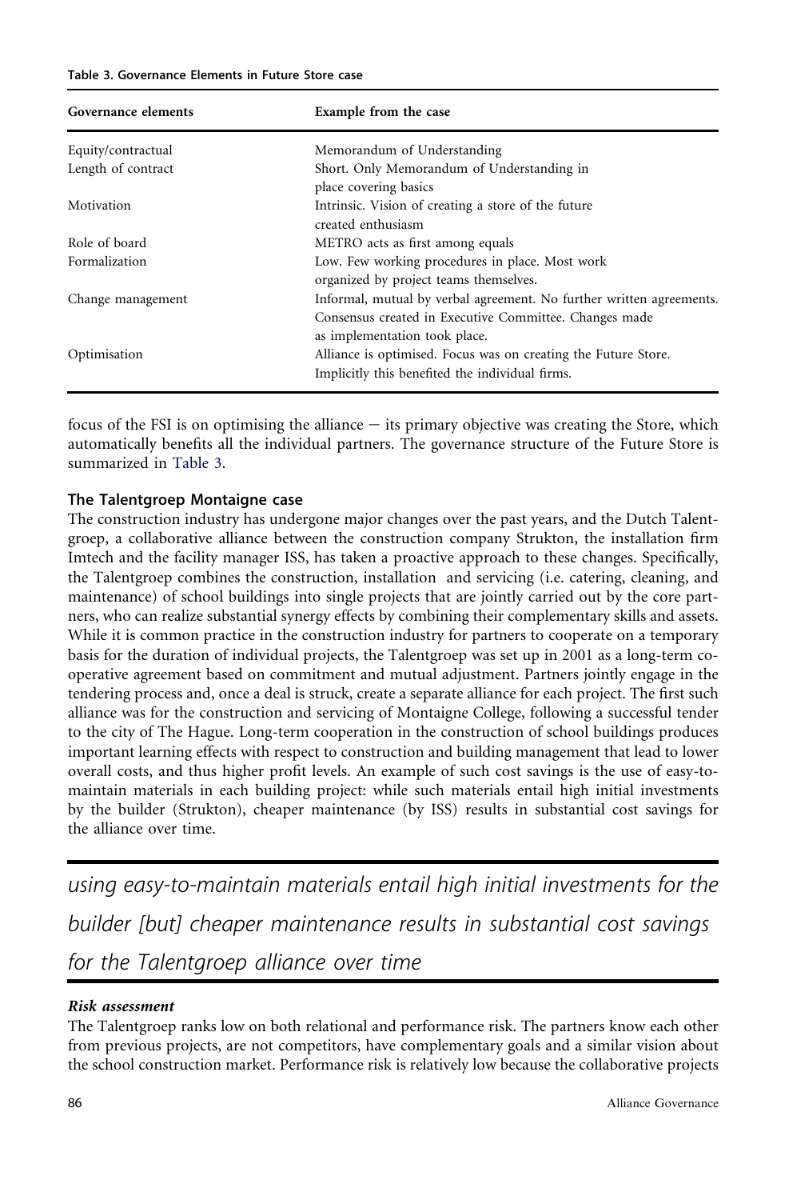Table 3. Governance Elements in Future Store case

| Governance elements | Example from the case |
|---|---|
| Equity/contractual | Memorandum of Understanding |
| Length of contract | Short. Only Memorandum of Understanding in place covering basics |
| Motivation | Intrinsic. Vision of creating a store of the future created enthusiasm |
| Role of board | METRO acts as first among equals |
| Formalization | Low. Few working procedures in place. Most work organized by project teams themselves. |
| Change management | Informal, mutual by verbal agreement. No further written agreements. Consensus created in Executive Committee. Changes made as implementation took place. |
| Optimisation | Alliance is optimised. Focus was on creating the Future Store. Implicitly this benefited the individual firms. |

focus of the FSI is on optimising the alliance – its primary objective was creating the Store, which automatically benefits all the individual partners. The governance structure of the Future Store is summarized in Table 3.

### The Talentgroep Montaigne case

The construction industry has undergone major changes over the past years, and the Dutch Talentgroep, a collaborative alliance between the construction company Strukton, the installation firm Imtech and the facility manager ISS, has taken a proactive approach to these changes. Specifically, the Talentgroep combines the construction, installation and servicing (i.e. catering, cleaning, and maintenance) of school buildings into single projects that are jointly carried out by the core partners, who can realize substantial synergy effects by combining their complementary skills and assets. While it is common practice in the construction industry for partners to cooperate on a temporary basis for the duration of individual projects, the Talentgroep was set up in 2001 as a long-term cooperative agreement based on commitment and mutual adjustment. Partners jointly engage in the tendering process and, once a deal is struck, create a separate alliance for each project. The first such alliance was for the construction and servicing of Montaigne College, following a successful tender to the city of The Hague. Long-term cooperation in the construction of school buildings produces important learning effects with respect to construction and building management that lead to lower overall costs, and thus higher profit levels. An example of such cost savings is the use of easy-to-maintain materials in each building project: while such materials entail high initial investments by the builder (Strukton), cheaper maintenance (by ISS) results in substantial cost savings for the alliance over time.

*using easy-to-maintain materials entail high initial investments for the builder [but] cheaper maintenance results in substantial cost savings for the Talentgroep alliance over time*

#### *Risk assessment*

The Talentgroep ranks low on both relational and performance risk. The partners know each other from previous projects, are not competitors, have complementary goals and a similar vision about the school construction market. Performance risk is relatively low because the collaborative projects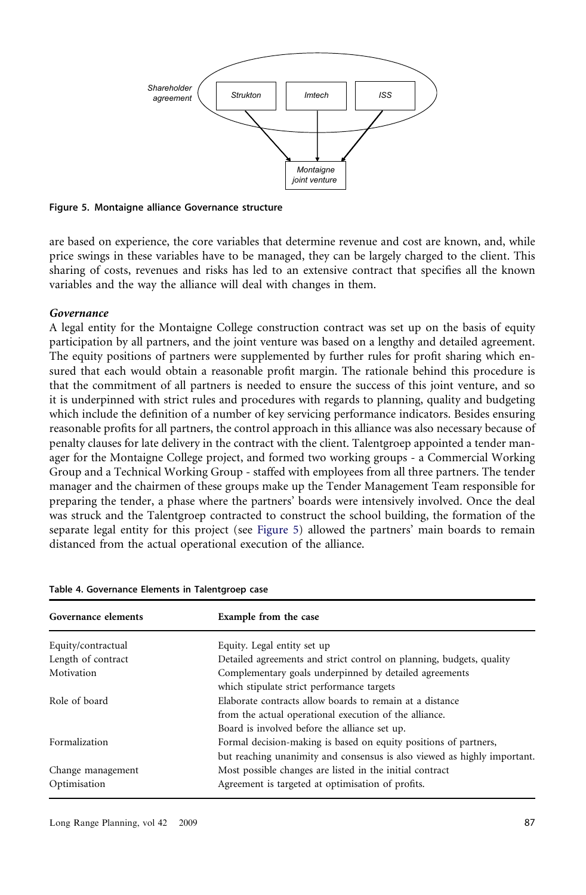Shareholder agreement

Strukton

Imtech

ISS

Montaigne joint venture

**Figure 5. Montaigne alliance Governance structure**

are based on experience, the core variables that determine revenue and cost are known, and, while price swings in these variables have to be managed, they can be largely charged to the client. This sharing of costs, revenues and risks has led to an extensive contract that specifies all the known variables and the way the alliance will deal with changes in them.

### *Governance*

A legal entity for the Montaigne College construction contract was set up on the basis of equity participation by all partners, and the joint venture was based on a lengthy and detailed agreement. The equity positions of partners were supplemented by further rules for profit sharing which ensured that each would obtain a reasonable profit margin. The rationale behind this procedure is that the commitment of all partners is needed to ensure the success of this joint venture, and so it is underpinned with strict rules and procedures with regards to planning, quality and budgeting which include the definition of a number of key servicing performance indicators. Besides ensuring reasonable profits for all partners, the control approach in this alliance was also necessary because of penalty clauses for late delivery in the contract with the client. Talentgroep appointed a tender manager for the Montaigne College project, and formed two working groups - a Commercial Working Group and a Technical Working Group - staffed with employees from all three partners. The tender manager and the chairmen of these groups make up the Tender Management Team responsible for preparing the tender, a phase where the partners' boards were intensively involved. Once the deal was struck and the Talentgroep contracted to construct the school building, the formation of the separate legal entity for this project (see Figure 5) allowed the partners' main boards to remain distanced from the actual operational execution of the alliance.

**Table 4. Governance Elements in Talentgroep case**

| Governance elements | Example from the case |
|---|---|
| Equity/contractual | Equity. Legal entity set up |
| Length of contract | Detailed agreements and strict control on planning, budgets, quality |
| Motivation | Complementary goals underpinned by detailed agreements which stipulate strict performance targets |
| Role of board | Elaborate contracts allow boards to remain at a distance from the actual operational execution of the alliance. Board is involved before the alliance set up. |
| Formalization | Formal decision-making is based on equity positions of partners, but reaching unanimity and consensus is also viewed as highly important. |
| Change management | Most possible changes are listed in the initial contract |
| Optimisation | Agreement is targeted at optimisation of profits. |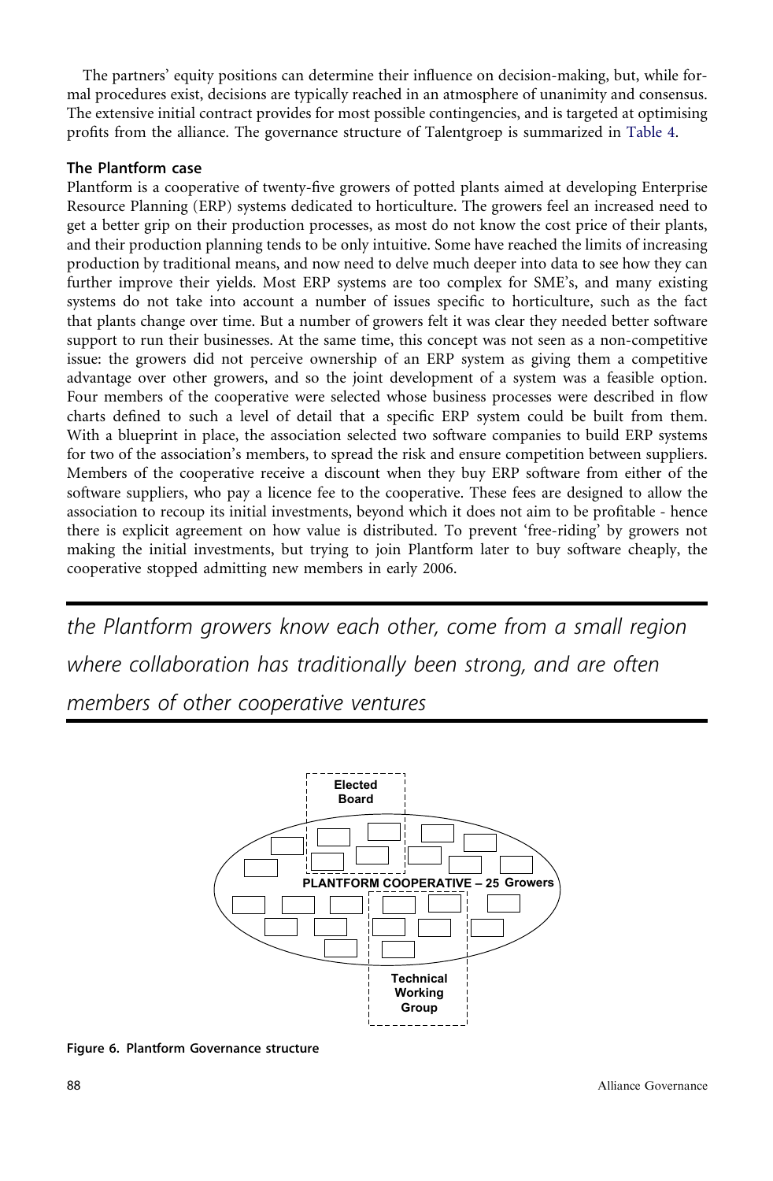The partners' equity positions can determine their influence on decision-making, but, while formal procedures exist, decisions are typically reached in an atmosphere of unanimity and consensus. The extensive initial contract provides for most possible contingencies, and is targeted at optimising profits from the alliance. The governance structure of Talentgroep is summarized in Table 4.

### The Plantform case

Plantform is a cooperative of twenty-five growers of potted plants aimed at developing Enterprise Resource Planning (ERP) systems dedicated to horticulture. The growers feel an increased need to get a better grip on their production processes, as most do not know the cost price of their plants, and their production planning tends to be only intuitive. Some have reached the limits of increasing production by traditional means, and now need to delve much deeper into data to see how they can further improve their yields. Most ERP systems are too complex for SME's, and many existing systems do not take into account a number of issues specific to horticulture, such as the fact that plants change over time. But a number of growers felt it was clear they needed better software support to run their businesses. At the same time, this concept was not seen as a non-competitive issue: the growers did not perceive ownership of an ERP system as giving them a competitive advantage over other growers, and so the joint development of a system was a feasible option. Four members of the cooperative were selected whose business processes were described in flow charts defined to such a level of detail that a specific ERP system could be built from them. With a blueprint in place, the association selected two software companies to build ERP systems for two of the association's members, to spread the risk and ensure competition between suppliers. Members of the cooperative receive a discount when they buy ERP software from either of the software suppliers, who pay a licence fee to the cooperative. These fees are designed to allow the association to recoup its initial investments, beyond which it does not aim to be profitable - hence there is explicit agreement on how value is distributed. To prevent 'free-riding' by growers not making the initial investments, but trying to join Plantform later to buy software cheaply, the cooperative stopped admitting new members in early 2006.

*the Plantform growers know each other, come from a small region where collaboration has traditionally been strong, and are often members of other cooperative ventures*

Elected Board

PLANTFORM COOPERATIVE – 25 Growers

Technical Working Group

Figure 6. Plantform Governance structure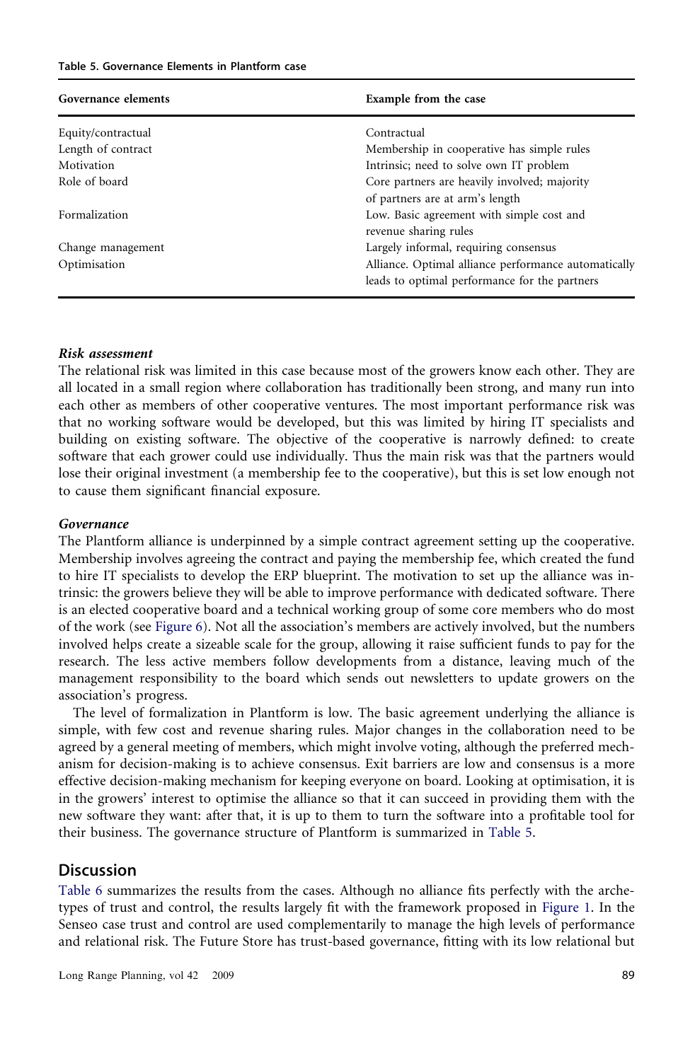Table 5. Governance Elements in Plantform case

| Governance elements | Example from the case |
| --- | --- |
| Equity/contractual | Contractual |
| Length of contract | Membership in cooperative has simple rules |
| Motivation | Intrinsic; need to solve own IT problem |
| Role of board | Core partners are heavily involved; majority of partners are at arm's length |
| Formalization | Low. Basic agreement with simple cost and revenue sharing rules |
| Change management | Largely informal, requiring consensus |
| Optimisation | Alliance. Optimal alliance performance automatically leads to optimal performance for the partners |

***Risk assessment***

The relational risk was limited in this case because most of the growers know each other. They are all located in a small region where collaboration has traditionally been strong, and many run into each other as members of other cooperative ventures. The most important performance risk was that no working software would be developed, but this was limited by hiring IT specialists and building on existing software. The objective of the cooperative is narrowly defined: to create software that each grower could use individually. Thus the main risk was that the partners would lose their original investment (a membership fee to the cooperative), but this is set low enough not to cause them significant financial exposure.

***Governance***

The Plantform alliance is underpinned by a simple contract agreement setting up the cooperative. Membership involves agreeing the contract and paying the membership fee, which created the fund to hire IT specialists to develop the ERP blueprint. The motivation to set up the alliance was intrinsic: the growers believe they will be able to improve performance with dedicated software. There is an elected cooperative board and a technical working group of some core members who do most of the work (see Figure 6). Not all the association's members are actively involved, but the numbers involved helps create a sizeable scale for the group, allowing it raise sufficient funds to pay for the research. The less active members follow developments from a distance, leaving much of the management responsibility to the board which sends out newsletters to update growers on the association's progress.

The level of formalization in Plantform is low. The basic agreement underlying the alliance is simple, with few cost and revenue sharing rules. Major changes in the collaboration need to be agreed by a general meeting of members, which might involve voting, although the preferred mechanism for decision-making is to achieve consensus. Exit barriers are low and consensus is a more effective decision-making mechanism for keeping everyone on board. Looking at optimisation, it is in the growers' interest to optimise the alliance so that it can succeed in providing them with the new software they want: after that, it is up to them to turn the software into a profitable tool for their business. The governance structure of Plantform is summarized in Table 5.

## Discussion

Table 6 summarizes the results from the cases. Although no alliance fits perfectly with the archetypes of trust and control, the results largely fit with the framework proposed in Figure 1. In the Senseo case trust and control are used complementarily to manage the high levels of performance and relational risk. The Future Store has trust-based governance, fitting with its low relational but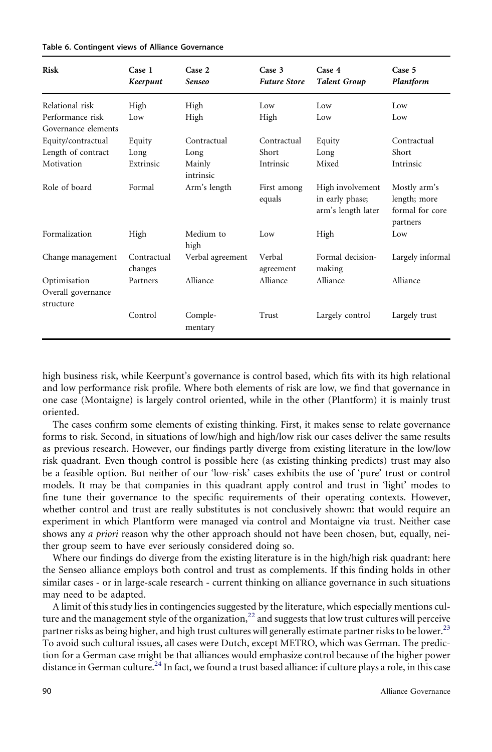Table 6. Contingent views of Alliance Governance

| Risk | Case 1 *Keerpunt* | Case 2 *Senseo* | Case 3 *Future Store* | Case 4 *Talent Group* | Case 5 *Plantform* |
|---|---|---|---|---|---|
| Relational risk | High | High | Low | Low | Low |
| Performance risk | Low | High | High | Low | Low |
| Governance elements | | | | | |
| Equity/contractual | Equity | Contractual | Contractual | Equity | Contractual |
| Length of contract | Long | Long | Short | Long | Short |
| Motivation | Extrinsic | Mainly intrinsic | Intrinsic | Mixed | Intrinsic |
| Role of board | Formal | Arm's length | First among equals | High involvement in early phase; arm's length later | Mostly arm's length; more formal for core partners |
| Formalization | High | Medium to high | Low | High | Low |
| Change management | Contractual changes | Verbal agreement | Verbal agreement | Formal decision-making | Largely informal |
| Optimisation | Partners | Alliance | Alliance | Alliance | Alliance |
| Overall governance structure | Control | Complementary | Trust | Largely control | Largely trust |

high business risk, while Keerpunt's governance is control based, which fits with its high relational and low performance risk profile. Where both elements of risk are low, we find that governance in one case (Montaigne) is largely control oriented, while in the other (Plantform) it is mainly trust oriented.

The cases confirm some elements of existing thinking. First, it makes sense to relate governance forms to risk. Second, in situations of low/high and high/low risk our cases deliver the same results as previous research. However, our findings partly diverge from existing literature in the low/low risk quadrant. Even though control is possible here (as existing thinking predicts) trust may also be a feasible option. But neither of our 'low-risk' cases exhibits the use of 'pure' trust or control models. It may be that companies in this quadrant apply control and trust in 'light' modes to fine tune their governance to the specific requirements of their operating contexts. However, whether control and trust are really substitutes is not conclusively shown: that would require an experiment in which Plantform were managed via control and Montaigne via trust. Neither case shows any *a priori* reason why the other approach should not have been chosen, but, equally, neither group seem to have ever seriously considered doing so.

Where our findings do diverge from the existing literature is in the high/high risk quadrant: here the Senseo alliance employs both control and trust as complements. If this finding holds in other similar cases - or in large-scale research - current thinking on alliance governance in such situations may need to be adapted.

A limit of this study lies in contingencies suggested by the literature, which especially mentions culture and the management style of the organization,[22] and suggests that low trust cultures will perceive partner risks as being higher, and high trust cultures will generally estimate partner risks to be lower.[23] To avoid such cultural issues, all cases were Dutch, except METRO, which was German. The prediction for a German case might be that alliances would emphasize control because of the higher power distance in German culture.[24] In fact, we found a trust based alliance: if culture plays a role, in this case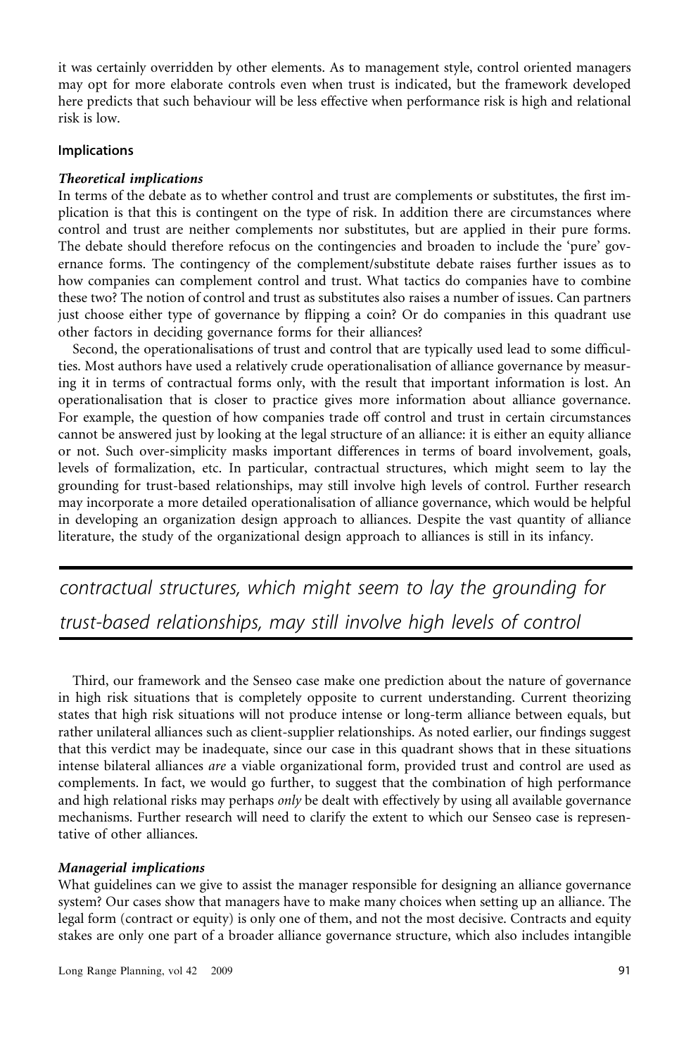it was certainly overridden by other elements. As to management style, control oriented managers may opt for more elaborate controls even when trust is indicated, but the framework developed here predicts that such behaviour will be less effective when performance risk is high and relational risk is low.

## Implications

### *Theoretical implications*

In terms of the debate as to whether control and trust are complements or substitutes, the first implication is that this is contingent on the type of risk. In addition there are circumstances where control and trust are neither complements nor substitutes, but are applied in their pure forms. The debate should therefore refocus on the contingencies and broaden to include the 'pure' governance forms. The contingency of the complement/substitute debate raises further issues as to how companies can complement control and trust. What tactics do companies have to combine these two? The notion of control and trust as substitutes also raises a number of issues. Can partners just choose either type of governance by flipping a coin? Or do companies in this quadrant use other factors in deciding governance forms for their alliances?

Second, the operationalisations of trust and control that are typically used lead to some difficulties. Most authors have used a relatively crude operationalisation of alliance governance by measuring it in terms of contractual forms only, with the result that important information is lost. An operationalisation that is closer to practice gives more information about alliance governance. For example, the question of how companies trade off control and trust in certain circumstances cannot be answered just by looking at the legal structure of an alliance: it is either an equity alliance or not. Such over-simplicity masks important differences in terms of board involvement, goals, levels of formalization, etc. In particular, contractual structures, which might seem to lay the grounding for trust-based relationships, may still involve high levels of control. Further research may incorporate a more detailed operationalisation of alliance governance, which would be helpful in developing an organization design approach to alliances. Despite the vast quantity of alliance literature, the study of the organizational design approach to alliances is still in its infancy.

> *contractual structures, which might seem to lay the grounding for trust-based relationships, may still involve high levels of control*

Third, our framework and the Senseo case make one prediction about the nature of governance in high risk situations that is completely opposite to current understanding. Current theorizing states that high risk situations will not produce intense or long-term alliance between equals, but rather unilateral alliances such as client-supplier relationships. As noted earlier, our findings suggest that this verdict may be inadequate, since our case in this quadrant shows that in these situations intense bilateral alliances *are* a viable organizational form, provided trust and control are used as complements. In fact, we would go further, to suggest that the combination of high performance and high relational risks may perhaps *only* be dealt with effectively by using all available governance mechanisms. Further research will need to clarify the extent to which our Senseo case is representative of other alliances.

### *Managerial implications*

What guidelines can we give to assist the manager responsible for designing an alliance governance system? Our cases show that managers have to make many choices when setting up an alliance. The legal form (contract or equity) is only one of them, and not the most decisive. Contracts and equity stakes are only one part of a broader alliance governance structure, which also includes intangible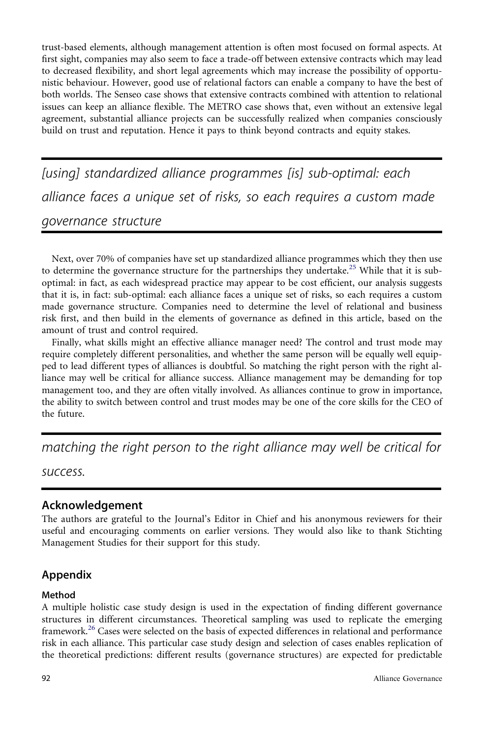trust-based elements, although management attention is often most focused on formal aspects. At first sight, companies may also seem to face a trade-off between extensive contracts which may lead to decreased flexibility, and short legal agreements which may increase the possibility of opportunistic behaviour. However, good use of relational factors can enable a company to have the best of both worlds. The Senseo case shows that extensive contracts combined with attention to relational issues can keep an alliance flexible. The METRO case shows that, even without an extensive legal agreement, substantial alliance projects can be successfully realized when companies consciously build on trust and reputation. Hence it pays to think beyond contracts and equity stakes.

*[using] standardized alliance programmes [is] sub-optimal: each alliance faces a unique set of risks, so each requires a custom made governance structure*

Next, over 70% of companies have set up standardized alliance programmes which they then use to determine the governance structure for the partnerships they undertake.[25] While that it is sub-optimal: in fact, as each widespread practice may appear to be cost efficient, our analysis suggests that it is, in fact: sub-optimal: each alliance faces a unique set of risks, so each requires a custom made governance structure. Companies need to determine the level of relational and business risk first, and then build in the elements of governance as defined in this article, based on the amount of trust and control required.

Finally, what skills might an effective alliance manager need? The control and trust mode may require completely different personalities, and whether the same person will be equally well equipped to lead different types of alliances is doubtful. So matching the right person with the right alliance may well be critical for alliance success. Alliance management may be demanding for top management too, and they are often vitally involved. As alliances continue to grow in importance, the ability to switch between control and trust modes may be one of the core skills for the CEO of the future.

*matching the right person to the right alliance may well be critical for success.*

## Acknowledgement

The authors are grateful to the Journal's Editor in Chief and his anonymous reviewers for their useful and encouraging comments on earlier versions. They would also like to thank Stichting Management Studies for their support for this study.

## Appendix

### Method

A multiple holistic case study design is used in the expectation of finding different governance structures in different circumstances. Theoretical sampling was used to replicate the emerging framework.[26] Cases were selected on the basis of expected differences in relational and performance risk in each alliance. This particular case study design and selection of cases enables replication of the theoretical predictions: different results (governance structures) are expected for predictable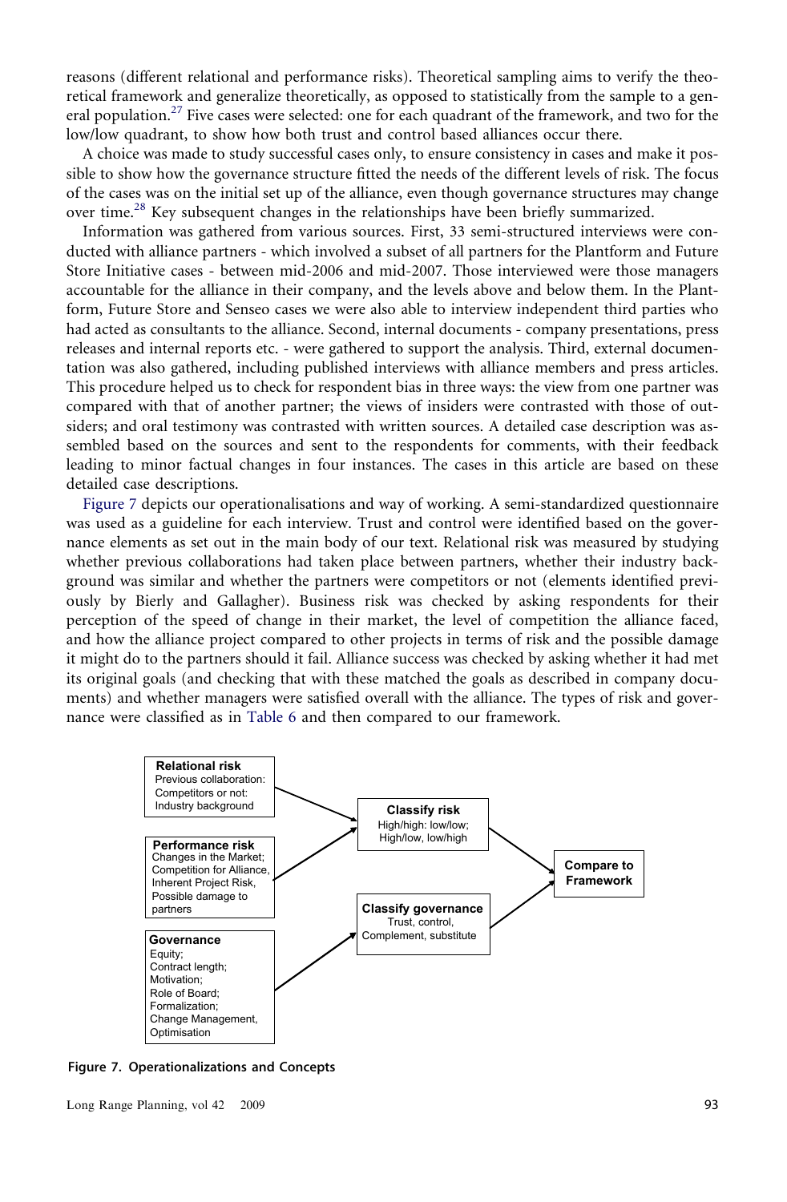reasons (different relational and performance risks). Theoretical sampling aims to verify the theoretical framework and generalize theoretically, as opposed to statistically from the sample to a general population.[27] Five cases were selected: one for each quadrant of the framework, and two for the low/low quadrant, to show how both trust and control based alliances occur there.

A choice was made to study successful cases only, to ensure consistency in cases and make it possible to show how the governance structure fitted the needs of the different levels of risk. The focus of the cases was on the initial set up of the alliance, even though governance structures may change over time.[28] Key subsequent changes in the relationships have been briefly summarized.

Information was gathered from various sources. First, 33 semi-structured interviews were conducted with alliance partners - which involved a subset of all partners for the Plantform and Future Store Initiative cases - between mid-2006 and mid-2007. Those interviewed were those managers accountable for the alliance in their company, and the levels above and below them. In the Plantform, Future Store and Senseo cases we were also able to interview independent third parties who had acted as consultants to the alliance. Second, internal documents - company presentations, press releases and internal reports etc. - were gathered to support the analysis. Third, external documentation was also gathered, including published interviews with alliance members and press articles. This procedure helped us to check for respondent bias in three ways: the view from one partner was compared with that of another partner; the views of insiders were contrasted with those of outsiders; and oral testimony was contrasted with written sources. A detailed case description was assembled based on the sources and sent to the respondents for comments, with their feedback leading to minor factual changes in four instances. The cases in this article are based on these detailed case descriptions.

Figure 7 depicts our operationalisations and way of working. A semi-standardized questionnaire was used as a guideline for each interview. Trust and control were identified based on the governance elements as set out in the main body of our text. Relational risk was measured by studying whether previous collaborations had taken place between partners, whether their industry background was similar and whether the partners were competitors or not (elements identified previously by Bierly and Gallagher). Business risk was checked by asking respondents for their perception of the speed of change in their market, the level of competition the alliance faced, and how the alliance project compared to other projects in terms of risk and the possible damage it might do to the partners should it fail. Alliance success was checked by asking whether it had met its original goals (and checking that with these matched the goals as described in company documents) and whether managers were satisfied overall with the alliance. The types of risk and governance were classified as in Table 6 and then compared to our framework.

**Relational risk**
Previous collaboration:
Competitors or not:
Industry background

**Performance risk**
Changes in the Market;
Competition for Alliance,
Inherent Project Risk,
Possible damage to partners

**Governance**
Equity;
Contract length;
Motivation;
Role of Board;
Formalization;
Change Management,
Optimisation

**Classify risk**
High/high: low/low;
High/low, low/high

**Classify governance**
Trust, control,
Complement, substitute

**Compare to Framework**

**Figure 7. Operationalizations and Concepts**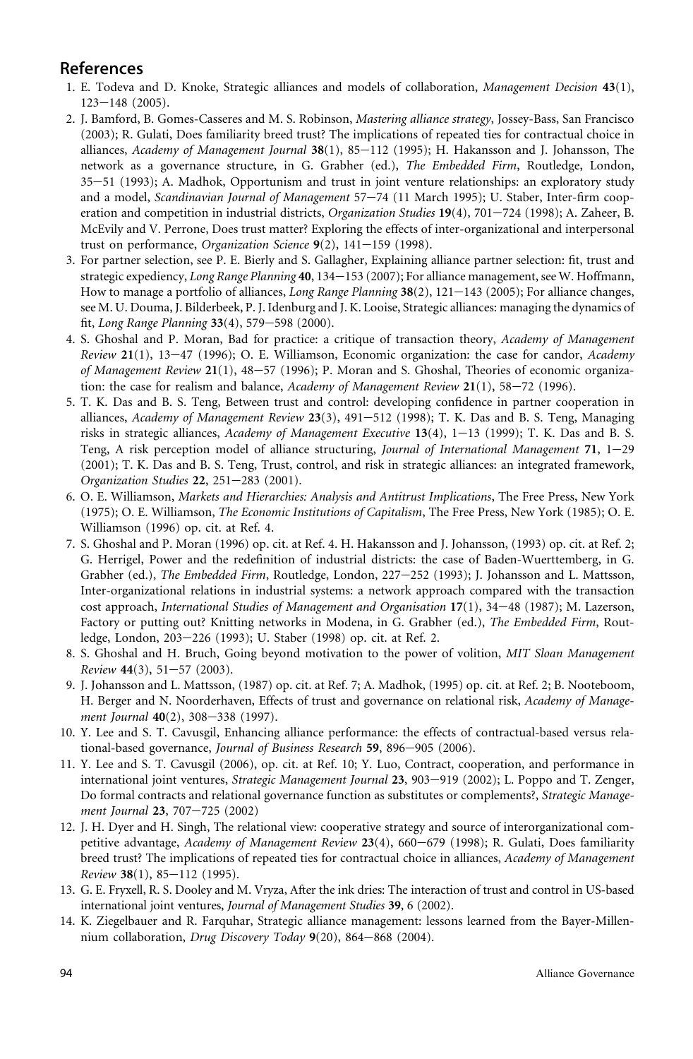## References

1. E. Todeva and D. Knoke, Strategic alliances and models of collaboration, *Management Decision* **43**(1), 123–148 (2005).
2. J. Bamford, B. Gomes-Casseres and M. S. Robinson, *Mastering alliance strategy*, Jossey-Bass, San Francisco (2003); R. Gulati, Does familiarity breed trust? The implications of repeated ties for contractual choice in alliances, *Academy of Management Journal* **38**(1), 85–112 (1995); H. Hakansson and J. Johansson, The network as a governance structure, in G. Grabher (ed.), *The Embedded Firm*, Routledge, London, 35–51 (1993); A. Madhok, Opportunism and trust in joint venture relationships: an exploratory study and a model, *Scandinavian Journal of Management* 57–74 (11 March 1995); U. Staber, Inter-firm cooperation and competition in industrial districts, *Organization Studies* **19**(4), 701–724 (1998); A. Zaheer, B. McEvily and V. Perrone, Does trust matter? Exploring the effects of inter-organizational and interpersonal trust on performance, *Organization Science* **9**(2), 141–159 (1998).
3. For partner selection, see P. E. Bierly and S. Gallagher, Explaining alliance partner selection: fit, trust and strategic expediency, *Long Range Planning* **40**, 134–153 (2007); For alliance management, see W. Hoffmann, How to manage a portfolio of alliances, *Long Range Planning* **38**(2), 121–143 (2005); For alliance changes, see M. U. Douma, J. Bilderbeek, P. J. Idenburg and J. K. Looise, Strategic alliances: managing the dynamics of fit, *Long Range Planning* **33**(4), 579–598 (2000).
4. S. Ghoshal and P. Moran, Bad for practice: a critique of transaction theory, *Academy of Management Review* **21**(1), 13–47 (1996); O. E. Williamson, Economic organization: the case for candor, *Academy of Management Review* **21**(1), 48–57 (1996); P. Moran and S. Ghoshal, Theories of economic organization: the case for realism and balance, *Academy of Management Review* **21**(1), 58–72 (1996).
5. T. K. Das and B. S. Teng, Between trust and control: developing confidence in partner cooperation in alliances, *Academy of Management Review* **23**(3), 491–512 (1998); T. K. Das and B. S. Teng, Managing risks in strategic alliances, *Academy of Management Executive* **13**(4), 1–13 (1999); T. K. Das and B. S. Teng, A risk perception model of alliance structuring, *Journal of International Management* **71**, 1–29 (2001); T. K. Das and B. S. Teng, Trust, control, and risk in strategic alliances: an integrated framework, *Organization Studies* **22**, 251–283 (2001).
6. O. E. Williamson, *Markets and Hierarchies: Analysis and Antitrust Implications*, The Free Press, New York (1975); O. E. Williamson, *The Economic Institutions of Capitalism*, The Free Press, New York (1985); O. E. Williamson (1996) op. cit. at Ref. 4.
7. S. Ghoshal and P. Moran (1996) op. cit. at Ref. 4. H. Hakansson and J. Johansson, (1993) op. cit. at Ref. 2; G. Herrigel, Power and the redefinition of industrial districts: the case of Baden-Wuerttemberg, in G. Grabher (ed.), *The Embedded Firm*, Routledge, London, 227–252 (1993); J. Johansson and L. Mattsson, Inter-organizational relations in industrial systems: a network approach compared with the transaction cost approach, *International Studies of Management and Organisation* **17**(1), 34–48 (1987); M. Lazerson, Factory or putting out? Knitting networks in Modena, in G. Grabher (ed.), *The Embedded Firm*, Routledge, London, 203–226 (1993); U. Staber (1998) op. cit. at Ref. 2.
8. S. Ghoshal and H. Bruch, Going beyond motivation to the power of volition, *MIT Sloan Management Review* **44**(3), 51–57 (2003).
9. J. Johansson and L. Mattsson, (1987) op. cit. at Ref. 7; A. Madhok, (1995) op. cit. at Ref. 2; B. Nooteboom, H. Berger and N. Noorderhaven, Effects of trust and governance on relational risk, *Academy of Management Journal* **40**(2), 308–338 (1997).
10. Y. Lee and S. T. Cavusgil, Enhancing alliance performance: the effects of contractual-based versus relational-based governance, *Journal of Business Research* **59**, 896–905 (2006).
11. Y. Lee and S. T. Cavusgil (2006), op. cit. at Ref. 10; Y. Luo, Contract, cooperation, and performance in international joint ventures, *Strategic Management Journal* **23**, 903–919 (2002); L. Poppo and T. Zenger, Do formal contracts and relational governance function as substitutes or complements?, *Strategic Management Journal* **23**, 707–725 (2002)
12. J. H. Dyer and H. Singh, The relational view: cooperative strategy and source of interorganizational competitive advantage, *Academy of Management Review* **23**(4), 660–679 (1998); R. Gulati, Does familiarity breed trust? The implications of repeated ties for contractual choice in alliances, *Academy of Management Review* **38**(1), 85–112 (1995).
13. G. E. Fryxell, R. S. Dooley and M. Vryza, After the ink dries: The interaction of trust and control in US-based international joint ventures, *Journal of Management Studies* **39**, 6 (2002).
14. K. Ziegelbauer and R. Farquhar, Strategic alliance management: lessons learned from the Bayer-Millennium collaboration, *Drug Discovery Today* **9**(20), 864–868 (2004).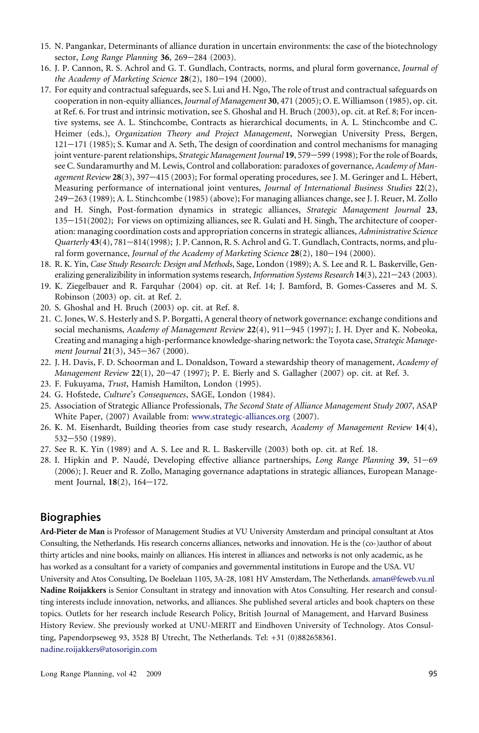15. N. Pangankar, Determinants of alliance duration in uncertain environments: the case of the biotechnology sector, *Long Range Planning* **36**, 269–284 (2003).
16. J. P. Cannon, R. S. Achrol and G. T. Gundlach, Contracts, norms, and plural form governance, *Journal of the Academy of Marketing Science* **28**(2), 180–194 (2000).
17. For equity and contractual safeguards, see S. Lui and H. Ngo, The role of trust and contractual safeguards on cooperation in non-equity alliances, *Journal of Management* **30**, 471 (2005); O. E. Williamson (1985), op. cit. at Ref. 6. For trust and intrinsic motivation, see S. Ghoshal and H. Bruch (2003), op. cit. at Ref. 8; For incentive systems, see A. L. Stinchcombe, Contracts as hierarchical documents, in A. L. Stinchcombe and C. Heimer (eds.), *Organization Theory and Project Management*, Norwegian University Press, Bergen, 121–171 (1985); S. Kumar and A. Seth, The design of coordination and control mechanisms for managing joint venture-parent relationships, *Strategic Management Journal* **19**, 579–599 (1998); For the role of Boards, see C. Sundaramurthy and M. Lewis, Control and collaboration: paradoxes of governance, *Academy of Management Review* **28**(3), 397–415 (2003); For formal operating procedures, see J. M. Geringer and L. Hébert, Measuring performance of international joint ventures, *Journal of International Business Studies* **22**(2), 249–263 (1989); A. L. Stinchcombe (1985) (above); For managing alliances change, see J. J. Reuer, M. Zollo and H. Singh, Post-formation dynamics in strategic alliances, *Strategic Management Journal* **23**, 135–151(2002); For views on optimizing alliances, see R. Gulati and H. Singh, The architecture of cooperation: managing coordination costs and appropriation concerns in strategic alliances, *Administrative Science Quarterly* **43**(4), 781–814(1998); J. P. Cannon, R. S. Achrol and G. T. Gundlach, Contracts, norms, and plural form governance, *Journal of the Academy of Marketing Science* **28**(2), 180–194 (2000).
18. R. K. Yin, *Case Study Research: Design and Methods*, Sage, London (1989); A. S. Lee and R. L. Baskerville, Generalizing generalizibility in information systems research, *Information Systems Research* **14**(3), 221–243 (2003).
19. K. Ziegelbauer and R. Farquhar (2004) op. cit. at Ref. 14; J. Bamford, B. Gomes-Casseres and M. S. Robinson (2003) op. cit. at Ref. 2.
20. S. Ghoshal and H. Bruch (2003) op. cit. at Ref. 8.
21. C. Jones, W. S. Hesterly and S. P. Borgatti, A general theory of network governance: exchange conditions and social mechanisms, *Academy of Management Review* **22**(4), 911–945 (1997); J. H. Dyer and K. Nobeoka, Creating and managing a high-performance knowledge-sharing network: the Toyota case, *Strategic Management Journal* **21**(3), 345–367 (2000).
22. J. H. Davis, F. D. Schoorman and L. Donaldson, Toward a stewardship theory of management, *Academy of Management Review* **22**(1), 20–47 (1997); P. E. Bierly and S. Gallagher (2007) op. cit. at Ref. 3.
23. F. Fukuyama, *Trust*, Hamish Hamilton, London (1995).
24. G. Hofstede, *Culture's Consequences*, SAGE, London (1984).
25. Association of Strategic Alliance Professionals, *The Second State of Alliance Management Study 2007*, ASAP White Paper, (2007) Available from: www.strategic-alliances.org (2007).
26. K. M. Eisenhardt, Building theories from case study research, *Academy of Management Review* **14**(4), 532–550 (1989).
27. See R. K. Yin (1989) and A. S. Lee and R. L. Baskerville (2003) both op. cit. at Ref. 18.
28. I. Hipkin and P. Naudé, Developing effective alliance partnerships, *Long Range Planning* **39**, 51–69 (2006); J. Reuer and R. Zollo, Managing governance adaptations in strategic alliances, European Management Journal, **18**(2), 164–172.

## Biographies

**Ard-Pieter de Man** is Professor of Management Studies at VU University Amsterdam and principal consultant at Atos Consulting, the Netherlands. His research concerns alliances, networks and innovation. He is the (co-)author of about thirty articles and nine books, mainly on alliances. His interest in alliances and networks is not only academic, as he has worked as a consultant for a variety of companies and governmental institutions in Europe and the USA. VU University and Atos Consulting, De Boelelaan 1105, 3A-28, 1081 HV Amsterdam, The Netherlands. aman@feweb.vu.nl

**Nadine Roijakkers** is Senior Consultant in strategy and innovation with Atos Consulting. Her research and consulting interests include innovation, networks, and alliances. She published several articles and book chapters on these topics. Outlets for her research include Research Policy, British Journal of Management, and Harvard Business History Review. She previously worked at UNU-MERIT and Eindhoven University of Technology. Atos Consulting, Papendorpseweg 93, 3528 BJ Utrecht, The Netherlands. Tel: +31 (0)882658361. nadine.roijakkers@atosorigin.com